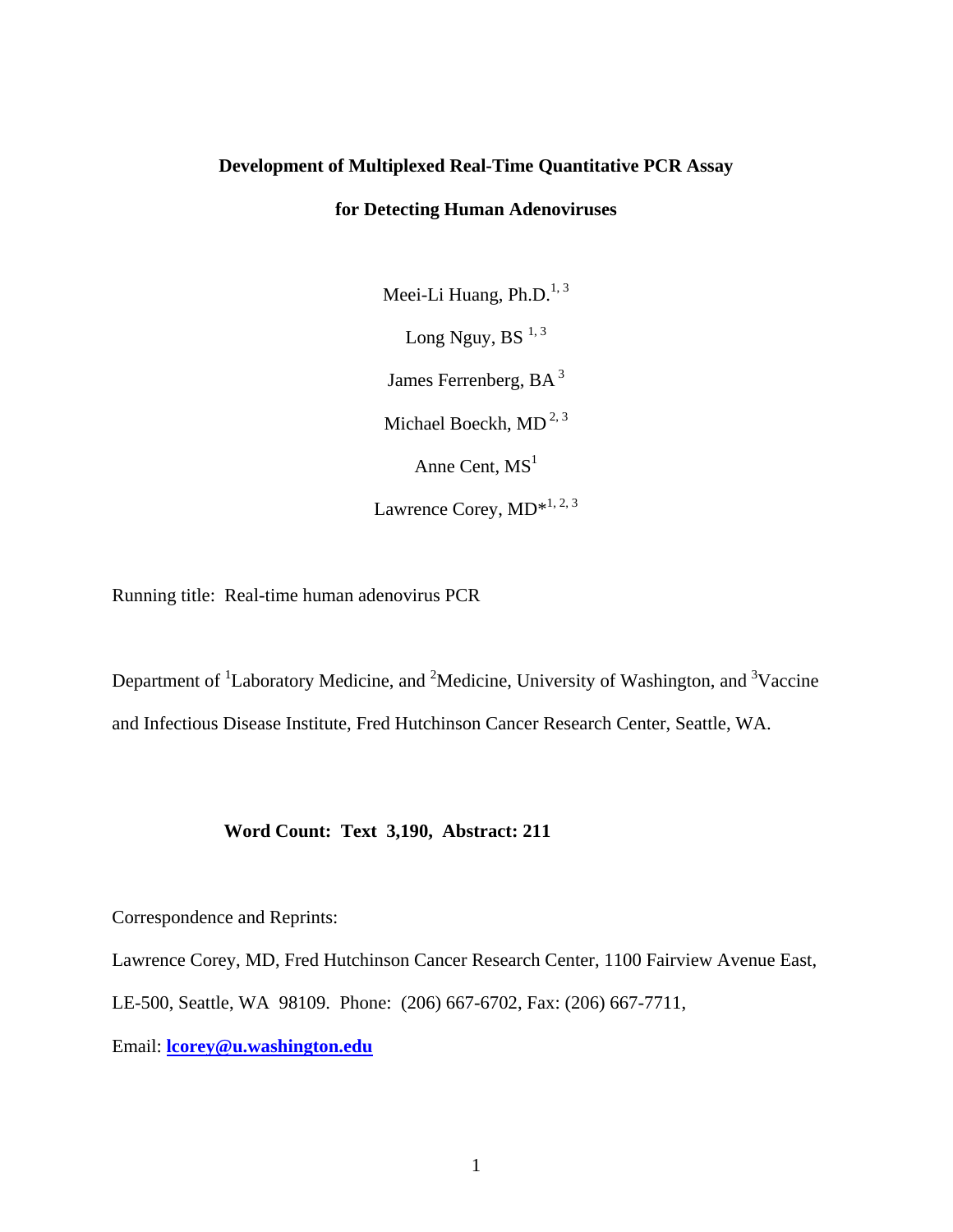# Development of Multiplexed Real-Time Quantitative PCR Assay for Detecting Human Adenoviruses

Meei-Li Huang, Ph.D.[1, 3]

Long Nguy, BS [1, 3]

James Ferrenberg, BA [3]

Michael Boeckh, MD [2, 3]

Anne Cent, MS[1]

Lawrence Corey, MD*[1, 2, 3]

Running title: Real-time human adenovirus PCR

Department of [1]Laboratory Medicine, and [2]Medicine, University of Washington, and [3]Vaccine and Infectious Disease Institute, Fred Hutchinson Cancer Research Center, Seattle, WA.

**Word Count: Text 3,190, Abstract: 211**

Correspondence and Reprints:

Lawrence Corey, MD, Fred Hutchinson Cancer Research Center, 1100 Fairview Avenue East, LE-500, Seattle, WA 98109. Phone: (206) 667-6702, Fax: (206) 667-7711,

Email: **lcorey@u.washington.edu**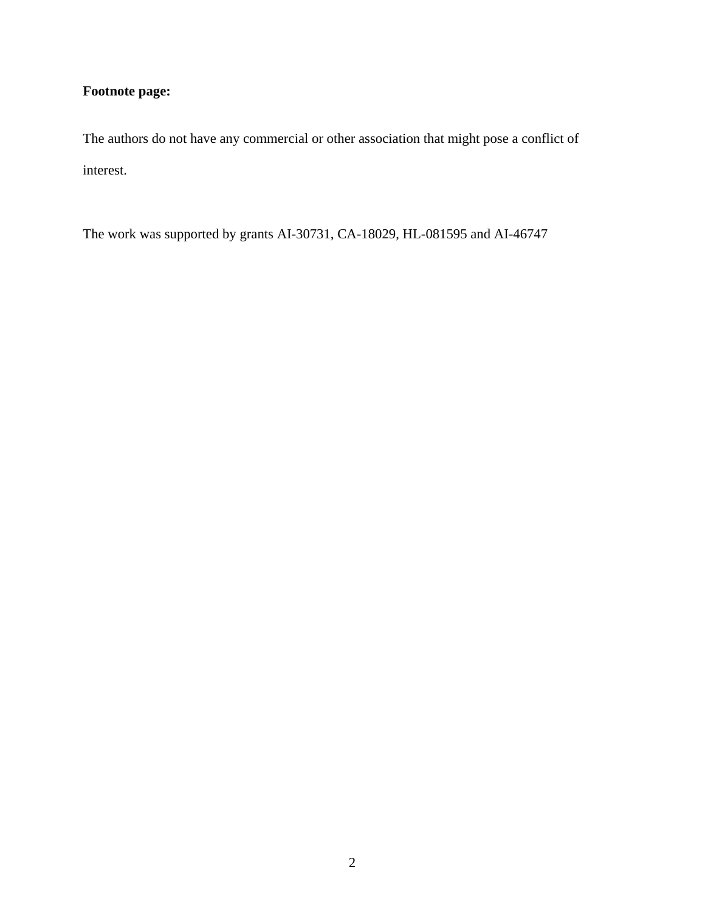**Footnote page:**

The authors do not have any commercial or other association that might pose a conflict of interest.

The work was supported by grants AI-30731, CA-18029, HL-081595 and AI-46747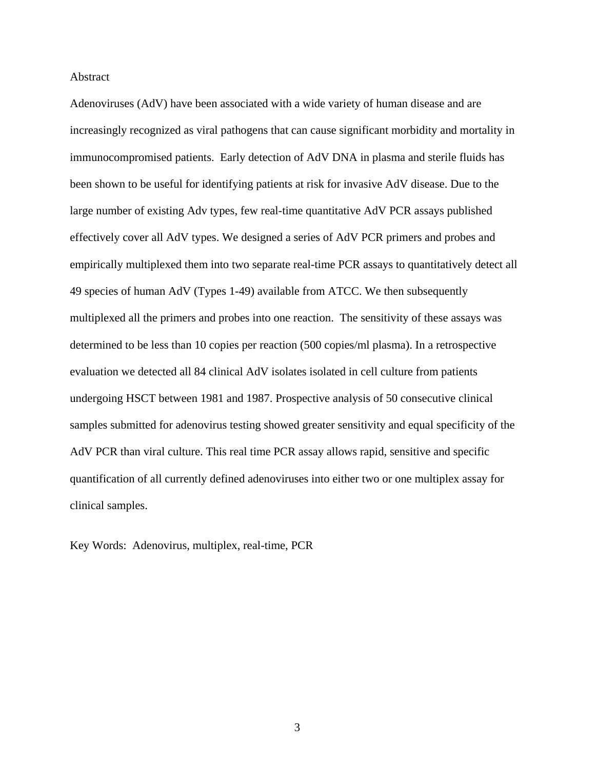## Abstract

Adenoviruses (AdV) have been associated with a wide variety of human disease and are increasingly recognized as viral pathogens that can cause significant morbidity and mortality in immunocompromised patients. Early detection of AdV DNA in plasma and sterile fluids has been shown to be useful for identifying patients at risk for invasive AdV disease. Due to the large number of existing Adv types, few real-time quantitative AdV PCR assays published effectively cover all AdV types. We designed a series of AdV PCR primers and probes and empirically multiplexed them into two separate real-time PCR assays to quantitatively detect all 49 species of human AdV (Types 1-49) available from ATCC. We then subsequently multiplexed all the primers and probes into one reaction. The sensitivity of these assays was determined to be less than 10 copies per reaction (500 copies/ml plasma). In a retrospective evaluation we detected all 84 clinical AdV isolates isolated in cell culture from patients undergoing HSCT between 1981 and 1987. Prospective analysis of 50 consecutive clinical samples submitted for adenovirus testing showed greater sensitivity and equal specificity of the AdV PCR than viral culture. This real time PCR assay allows rapid, sensitive and specific quantification of all currently defined adenoviruses into either two or one multiplex assay for clinical samples.

Key Words: Adenovirus, multiplex, real-time, PCR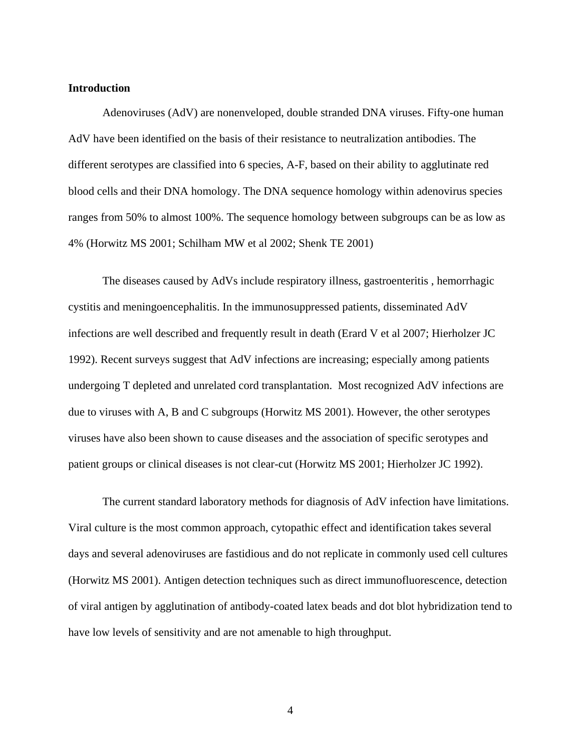**Introduction**

Adenoviruses (AdV) are nonenveloped, double stranded DNA viruses. Fifty-one human AdV have been identified on the basis of their resistance to neutralization antibodies. The different serotypes are classified into 6 species, A-F, based on their ability to agglutinate red blood cells and their DNA homology. The DNA sequence homology within adenovirus species ranges from 50% to almost 100%. The sequence homology between subgroups can be as low as 4% (Horwitz MS 2001; Schilham MW et al 2002; Shenk TE 2001)

The diseases caused by AdVs include respiratory illness, gastroenteritis , hemorrhagic cystitis and meningoencephalitis. In the immunosuppressed patients, disseminated AdV infections are well described and frequently result in death (Erard V et al 2007; Hierholzer JC 1992). Recent surveys suggest that AdV infections are increasing; especially among patients undergoing T depleted and unrelated cord transplantation. Most recognized AdV infections are due to viruses with A, B and C subgroups (Horwitz MS 2001). However, the other serotypes viruses have also been shown to cause diseases and the association of specific serotypes and patient groups or clinical diseases is not clear-cut (Horwitz MS 2001; Hierholzer JC 1992).

The current standard laboratory methods for diagnosis of AdV infection have limitations. Viral culture is the most common approach, cytopathic effect and identification takes several days and several adenoviruses are fastidious and do not replicate in commonly used cell cultures (Horwitz MS 2001). Antigen detection techniques such as direct immunofluorescence, detection of viral antigen by agglutination of antibody-coated latex beads and dot blot hybridization tend to have low levels of sensitivity and are not amenable to high throughput.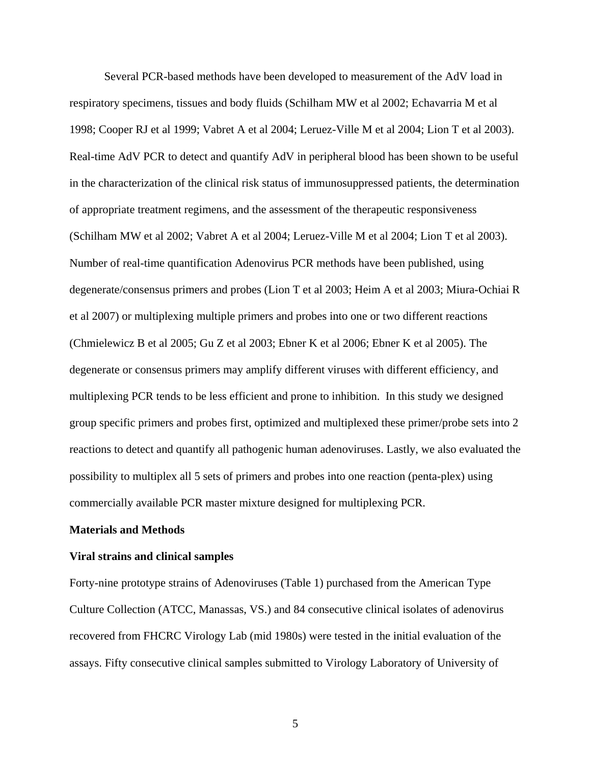Several PCR-based methods have been developed to measurement of the AdV load in respiratory specimens, tissues and body fluids (Schilham MW et al 2002; Echavarria M et al 1998; Cooper RJ et al 1999; Vabret A et al 2004; Leruez-Ville M et al 2004; Lion T et al 2003). Real-time AdV PCR to detect and quantify AdV in peripheral blood has been shown to be useful in the characterization of the clinical risk status of immunosuppressed patients, the determination of appropriate treatment regimens, and the assessment of the therapeutic responsiveness (Schilham MW et al 2002; Vabret A et al 2004; Leruez-Ville M et al 2004; Lion T et al 2003). Number of real-time quantification Adenovirus PCR methods have been published, using degenerate/consensus primers and probes (Lion T et al 2003; Heim A et al 2003; Miura-Ochiai R et al 2007) or multiplexing multiple primers and probes into one or two different reactions (Chmielewicz B et al 2005; Gu Z et al 2003; Ebner K et al 2006; Ebner K et al 2005). The degenerate or consensus primers may amplify different viruses with different efficiency, and multiplexing PCR tends to be less efficient and prone to inhibition. In this study we designed group specific primers and probes first, optimized and multiplexed these primer/probe sets into 2 reactions to detect and quantify all pathogenic human adenoviruses. Lastly, we also evaluated the possibility to multiplex all 5 sets of primers and probes into one reaction (penta-plex) using commercially available PCR master mixture designed for multiplexing PCR.

## Materials and Methods

### Viral strains and clinical samples

Forty-nine prototype strains of Adenoviruses (Table 1) purchased from the American Type Culture Collection (ATCC, Manassas, VS.) and 84 consecutive clinical isolates of adenovirus recovered from FHCRC Virology Lab (mid 1980s) were tested in the initial evaluation of the assays. Fifty consecutive clinical samples submitted to Virology Laboratory of University of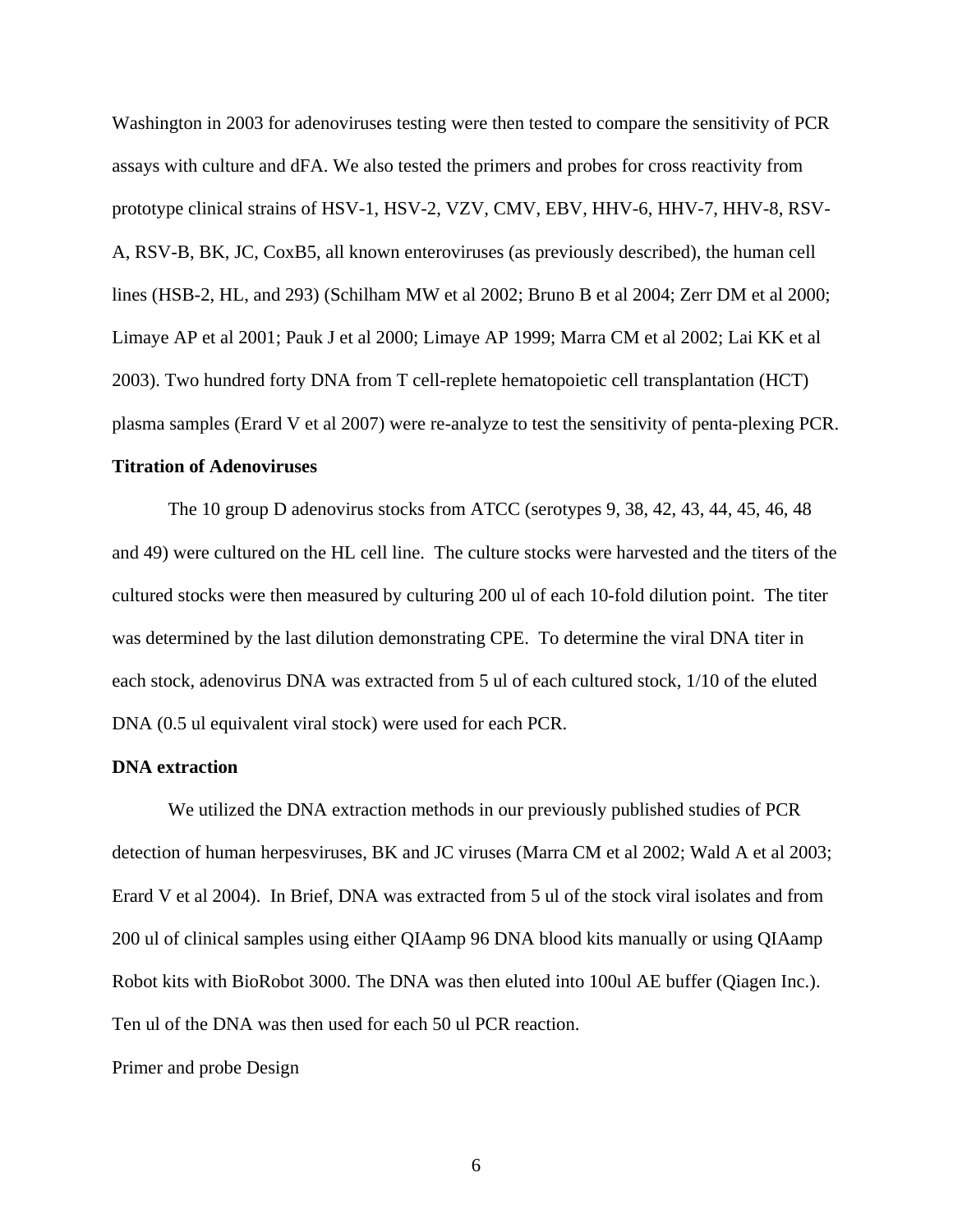Washington in 2003 for adenoviruses testing were then tested to compare the sensitivity of PCR assays with culture and dFA. We also tested the primers and probes for cross reactivity from prototype clinical strains of HSV-1, HSV-2, VZV, CMV, EBV, HHV-6, HHV-7, HHV-8, RSV-A, RSV-B, BK, JC, CoxB5, all known enteroviruses (as previously described), the human cell lines (HSB-2, HL, and 293) (Schilham MW et al 2002; Bruno B et al 2004; Zerr DM et al 2000; Limaye AP et al 2001; Pauk J et al 2000; Limaye AP 1999; Marra CM et al 2002; Lai KK et al 2003). Two hundred forty DNA from T cell-replete hematopoietic cell transplantation (HCT) plasma samples (Erard V et al 2007) were re-analyze to test the sensitivity of penta-plexing PCR.

**Titration of Adenoviruses**

The 10 group D adenovirus stocks from ATCC (serotypes 9, 38, 42, 43, 44, 45, 46, 48 and 49) were cultured on the HL cell line. The culture stocks were harvested and the titers of the cultured stocks were then measured by culturing 200 ul of each 10-fold dilution point. The titer was determined by the last dilution demonstrating CPE. To determine the viral DNA titer in each stock, adenovirus DNA was extracted from 5 ul of each cultured stock, 1/10 of the eluted DNA (0.5 ul equivalent viral stock) were used for each PCR.

**DNA extraction**

We utilized the DNA extraction methods in our previously published studies of PCR detection of human herpesviruses, BK and JC viruses (Marra CM et al 2002; Wald A et al 2003; Erard V et al 2004). In Brief, DNA was extracted from 5 ul of the stock viral isolates and from 200 ul of clinical samples using either QIAamp 96 DNA blood kits manually or using QIAamp Robot kits with BioRobot 3000. The DNA was then eluted into 100ul AE buffer (Qiagen Inc.). Ten ul of the DNA was then used for each 50 ul PCR reaction.

Primer and probe Design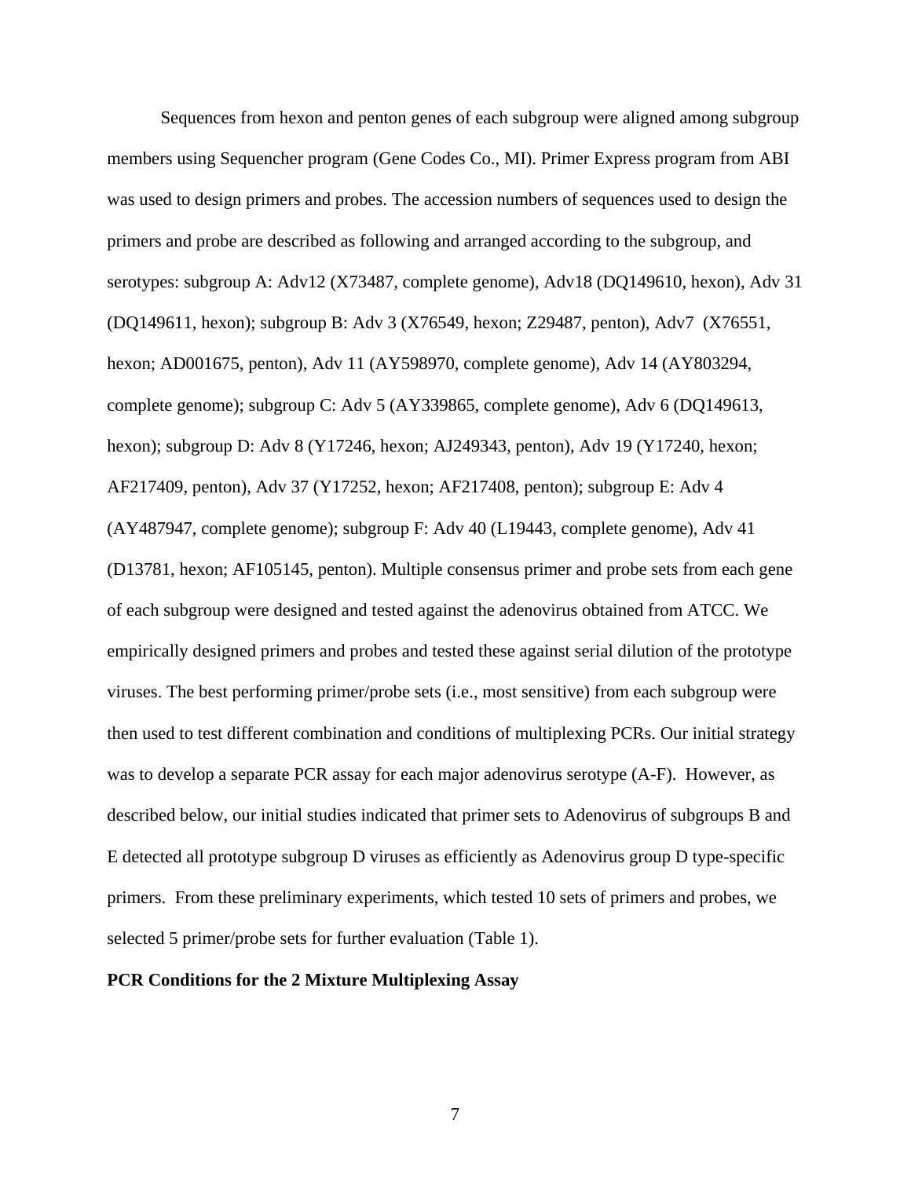Sequences from hexon and penton genes of each subgroup were aligned among subgroup members using Sequencher program (Gene Codes Co., MI). Primer Express program from ABI was used to design primers and probes. The accession numbers of sequences used to design the primers and probe are described as following and arranged according to the subgroup, and serotypes: subgroup A: Adv12 (X73487, complete genome), Adv18 (DQ149610, hexon), Adv 31 (DQ149611, hexon); subgroup B: Adv 3 (X76549, hexon; Z29487, penton), Adv7 (X76551, hexon; AD001675, penton), Adv 11 (AY598970, complete genome), Adv 14 (AY803294, complete genome); subgroup C: Adv 5 (AY339865, complete genome), Adv 6 (DQ149613, hexon); subgroup D: Adv 8 (Y17246, hexon; AJ249343, penton), Adv 19 (Y17240, hexon; AF217409, penton), Adv 37 (Y17252, hexon; AF217408, penton); subgroup E: Adv 4 (AY487947, complete genome); subgroup F: Adv 40 (L19443, complete genome), Adv 41 (D13781, hexon; AF105145, penton). Multiple consensus primer and probe sets from each gene of each subgroup were designed and tested against the adenovirus obtained from ATCC. We empirically designed primers and probes and tested these against serial dilution of the prototype viruses. The best performing primer/probe sets (i.e., most sensitive) from each subgroup were then used to test different combination and conditions of multiplexing PCRs. Our initial strategy was to develop a separate PCR assay for each major adenovirus serotype (A-F). However, as described below, our initial studies indicated that primer sets to Adenovirus of subgroups B and E detected all prototype subgroup D viruses as efficiently as Adenovirus group D type-specific primers. From these preliminary experiments, which tested 10 sets of primers and probes, we selected 5 primer/probe sets for further evaluation (Table 1).

**PCR Conditions for the 2 Mixture Multiplexing Assay**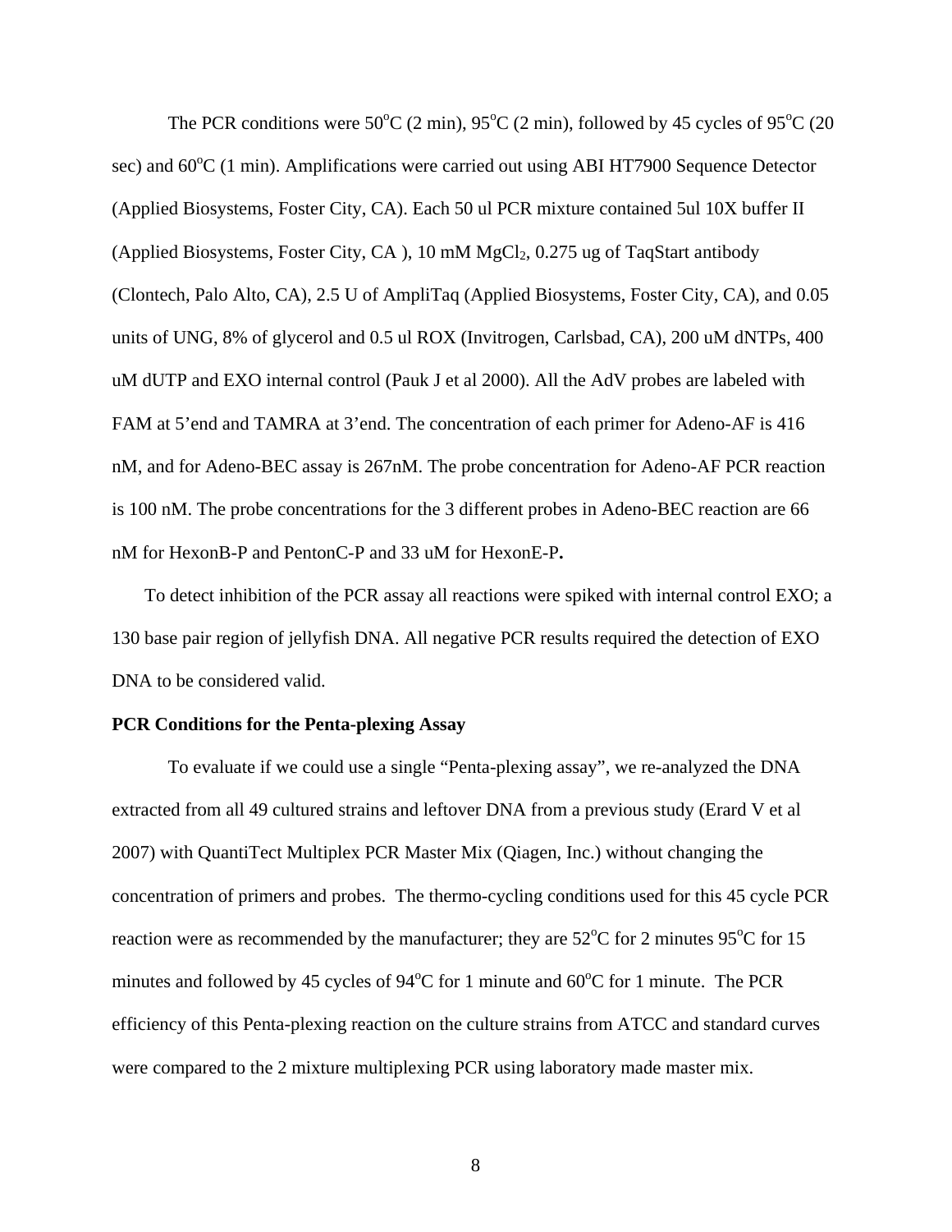The PCR conditions were 50$^{o}$C (2 min), 95$^{o}$C (2 min), followed by 45 cycles of 95$^{o}$C (20 sec) and 60$^{o}$C (1 min). Amplifications were carried out using ABI HT7900 Sequence Detector (Applied Biosystems, Foster City, CA). Each 50 ul PCR mixture contained 5ul 10X buffer II (Applied Biosystems, Foster City, CA ), 10 mM $MgCl_2$, 0.275 ug of TaqStart antibody (Clontech, Palo Alto, CA), 2.5 U of AmpliTaq (Applied Biosystems, Foster City, CA), and 0.05 units of UNG, 8% of glycerol and 0.5 ul ROX (Invitrogen, Carlsbad, CA), 200 uM dNTPs, 400 uM dUTP and EXO internal control (Pauk J et al 2000). All the AdV probes are labeled with FAM at 5'end and TAMRA at 3'end. The concentration of each primer for Adeno-AF is 416 nM, and for Adeno-BEC assay is 267nM. The probe concentration for Adeno-AF PCR reaction is 100 nM. The probe concentrations for the 3 different probes in Adeno-BEC reaction are 66 nM for HexonB-P and PentonC-P and 33 uM for HexonE-P**.**

To detect inhibition of the PCR assay all reactions were spiked with internal control EXO; a 130 base pair region of jellyfish DNA. All negative PCR results required the detection of EXO DNA to be considered valid.

**PCR Conditions for the Penta-plexing Assay**

To evaluate if we could use a single "Penta-plexing assay", we re-analyzed the DNA extracted from all 49 cultured strains and leftover DNA from a previous study (Erard V et al 2007) with QuantiTect Multiplex PCR Master Mix (Qiagen, Inc.) without changing the concentration of primers and probes. The thermo-cycling conditions used for this 45 cycle PCR reaction were as recommended by the manufacturer; they are 52$^{o}$C for 2 minutes 95$^{o}$C for 15 minutes and followed by 45 cycles of 94$^{o}$C for 1 minute and 60$^{o}$C for 1 minute. The PCR efficiency of this Penta-plexing reaction on the culture strains from ATCC and standard curves were compared to the 2 mixture multiplexing PCR using laboratory made master mix.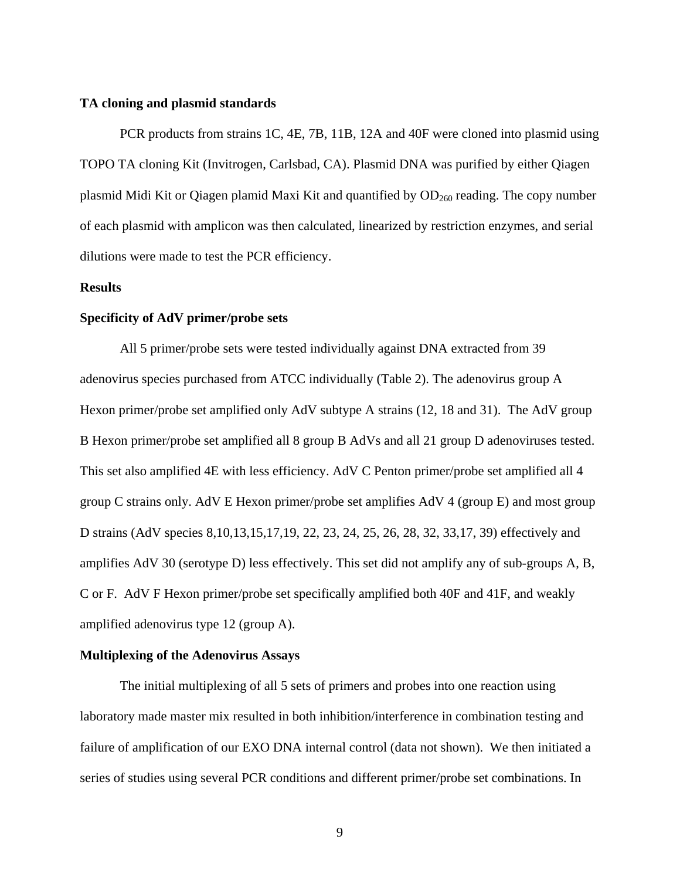**TA cloning and plasmid standards**

PCR products from strains 1C, 4E, 7B, 11B, 12A and 40F were cloned into plasmid using TOPO TA cloning Kit (Invitrogen, Carlsbad, CA). Plasmid DNA was purified by either Qiagen plasmid Midi Kit or Qiagen plamid Maxi Kit and quantified by $OD_{260}$ reading. The copy number of each plasmid with amplicon was then calculated, linearized by restriction enzymes, and serial dilutions were made to test the PCR efficiency.

**Results**

**Specificity of AdV primer/probe sets**

All 5 primer/probe sets were tested individually against DNA extracted from 39 adenovirus species purchased from ATCC individually (Table 2). The adenovirus group A Hexon primer/probe set amplified only AdV subtype A strains (12, 18 and 31). The AdV group B Hexon primer/probe set amplified all 8 group B AdVs and all 21 group D adenoviruses tested. This set also amplified 4E with less efficiency. AdV C Penton primer/probe set amplified all 4 group C strains only. AdV E Hexon primer/probe set amplifies AdV 4 (group E) and most group D strains (AdV species 8,10,13,15,17,19, 22, 23, 24, 25, 26, 28, 32, 33,17, 39) effectively and amplifies AdV 30 (serotype D) less effectively. This set did not amplify any of sub-groups A, B, C or F. AdV F Hexon primer/probe set specifically amplified both 40F and 41F, and weakly amplified adenovirus type 12 (group A).

**Multiplexing of the Adenovirus Assays**

The initial multiplexing of all 5 sets of primers and probes into one reaction using laboratory made master mix resulted in both inhibition/interference in combination testing and failure of amplification of our EXO DNA internal control (data not shown). We then initiated a series of studies using several PCR conditions and different primer/probe set combinations. In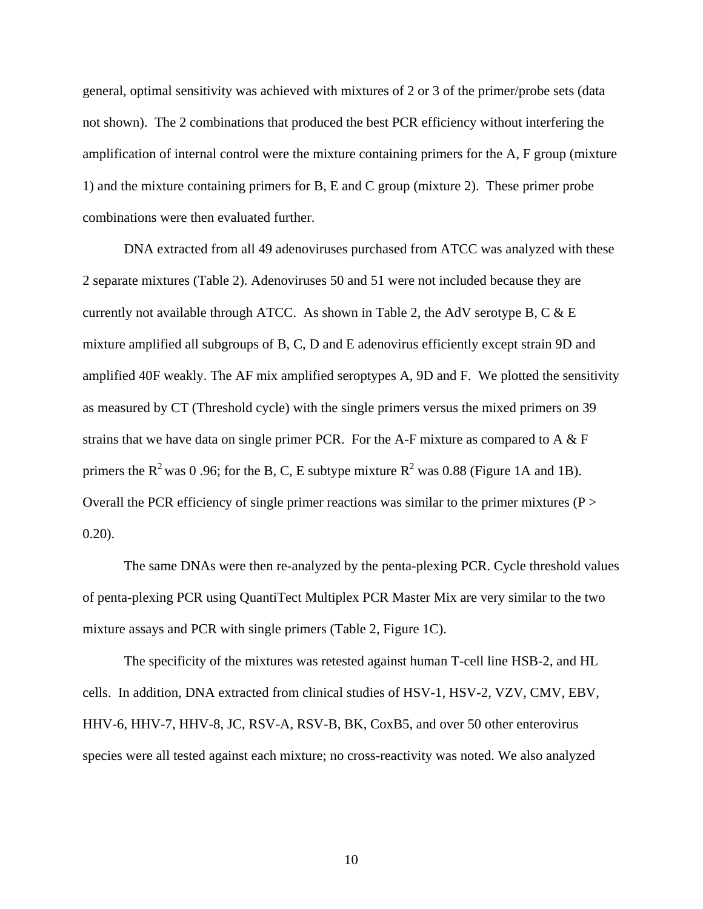general, optimal sensitivity was achieved with mixtures of 2 or 3 of the primer/probe sets (data not shown). The 2 combinations that produced the best PCR efficiency without interfering the amplification of internal control were the mixture containing primers for the A, F group (mixture 1) and the mixture containing primers for B, E and C group (mixture 2). These primer probe combinations were then evaluated further.

DNA extracted from all 49 adenoviruses purchased from ATCC was analyzed with these 2 separate mixtures (Table 2). Adenoviruses 50 and 51 were not included because they are currently not available through ATCC. As shown in Table 2, the AdV serotype B, C & E mixture amplified all subgroups of B, C, D and E adenovirus efficiently except strain 9D and amplified 40F weakly. The AF mix amplified seroptypes A, 9D and F. We plotted the sensitivity as measured by CT (Threshold cycle) with the single primers versus the mixed primers on 39 strains that we have data on single primer PCR. For the A-F mixture as compared to A & F primers the $R^2$ was 0 .96; for the B, C, E subtype mixture $R^2$ was 0.88 (Figure 1A and 1B). Overall the PCR efficiency of single primer reactions was similar to the primer mixtures ($P > 0.20$).

The same DNAs were then re-analyzed by the penta-plexing PCR. Cycle threshold values of penta-plexing PCR using QuantiTect Multiplex PCR Master Mix are very similar to the two mixture assays and PCR with single primers (Table 2, Figure 1C).

The specificity of the mixtures was retested against human T-cell line HSB-2, and HL cells. In addition, DNA extracted from clinical studies of HSV-1, HSV-2, VZV, CMV, EBV, HHV-6, HHV-7, HHV-8, JC, RSV-A, RSV-B, BK, CoxB5, and over 50 other enterovirus species were all tested against each mixture; no cross-reactivity was noted. We also analyzed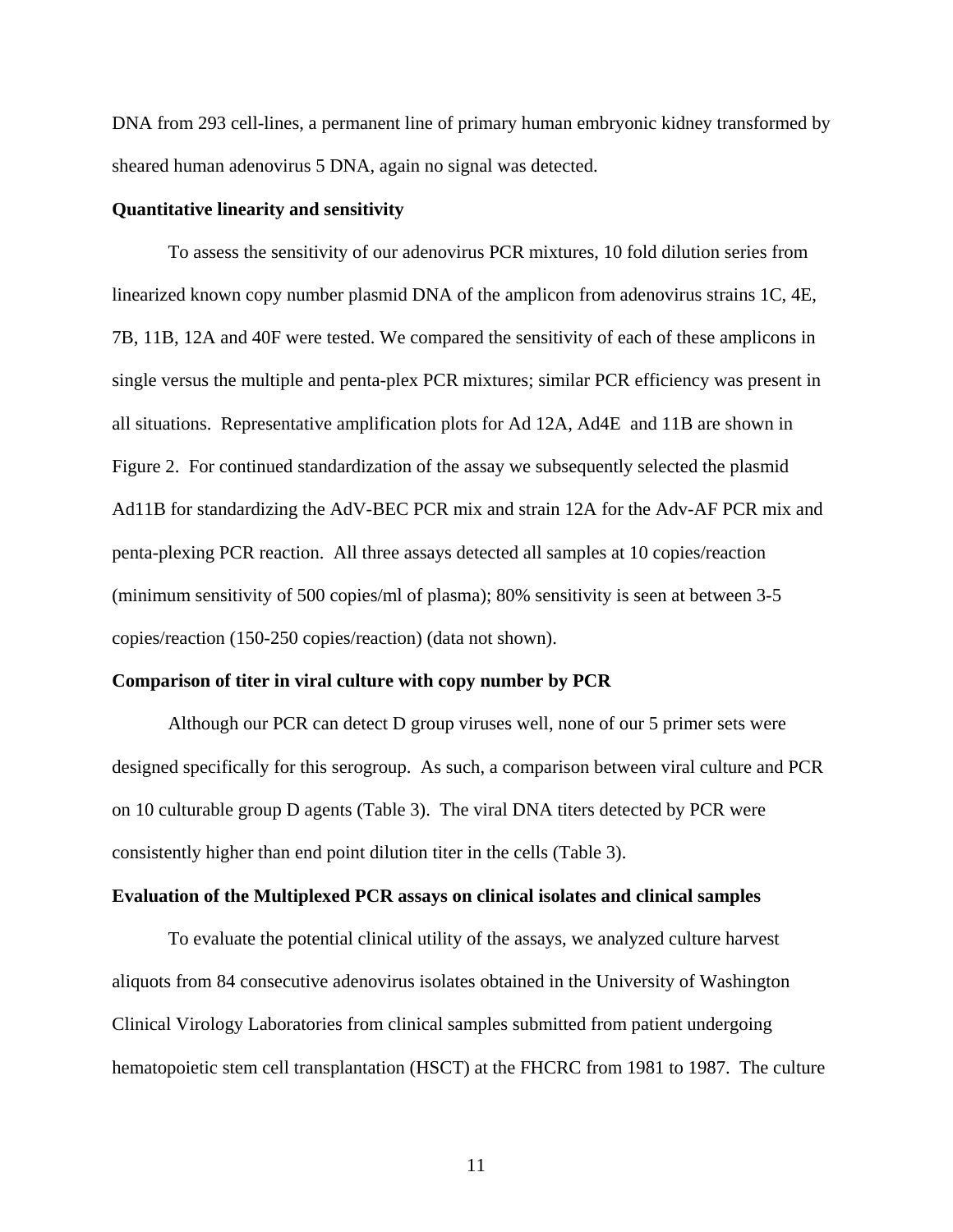DNA from 293 cell-lines, a permanent line of primary human embryonic kidney transformed by sheared human adenovirus 5 DNA, again no signal was detected.

**Quantitative linearity and sensitivity**

To assess the sensitivity of our adenovirus PCR mixtures, 10 fold dilution series from linearized known copy number plasmid DNA of the amplicon from adenovirus strains 1C, 4E, 7B, 11B, 12A and 40F were tested. We compared the sensitivity of each of these amplicons in single versus the multiple and penta-plex PCR mixtures; similar PCR efficiency was present in all situations. Representative amplification plots for Ad 12A, Ad4E and 11B are shown in Figure 2. For continued standardization of the assay we subsequently selected the plasmid Ad11B for standardizing the AdV-BEC PCR mix and strain 12A for the Adv-AF PCR mix and penta-plexing PCR reaction. All three assays detected all samples at 10 copies/reaction (minimum sensitivity of 500 copies/ml of plasma); 80% sensitivity is seen at between 3-5 copies/reaction (150-250 copies/reaction) (data not shown).

**Comparison of titer in viral culture with copy number by PCR**

Although our PCR can detect D group viruses well, none of our 5 primer sets were designed specifically for this serogroup. As such, a comparison between viral culture and PCR on 10 culturable group D agents (Table 3). The viral DNA titers detected by PCR were consistently higher than end point dilution titer in the cells (Table 3).

**Evaluation of the Multiplexed PCR assays on clinical isolates and clinical samples**

To evaluate the potential clinical utility of the assays, we analyzed culture harvest aliquots from 84 consecutive adenovirus isolates obtained in the University of Washington Clinical Virology Laboratories from clinical samples submitted from patient undergoing hematopoietic stem cell transplantation (HSCT) at the FHCRC from 1981 to 1987. The culture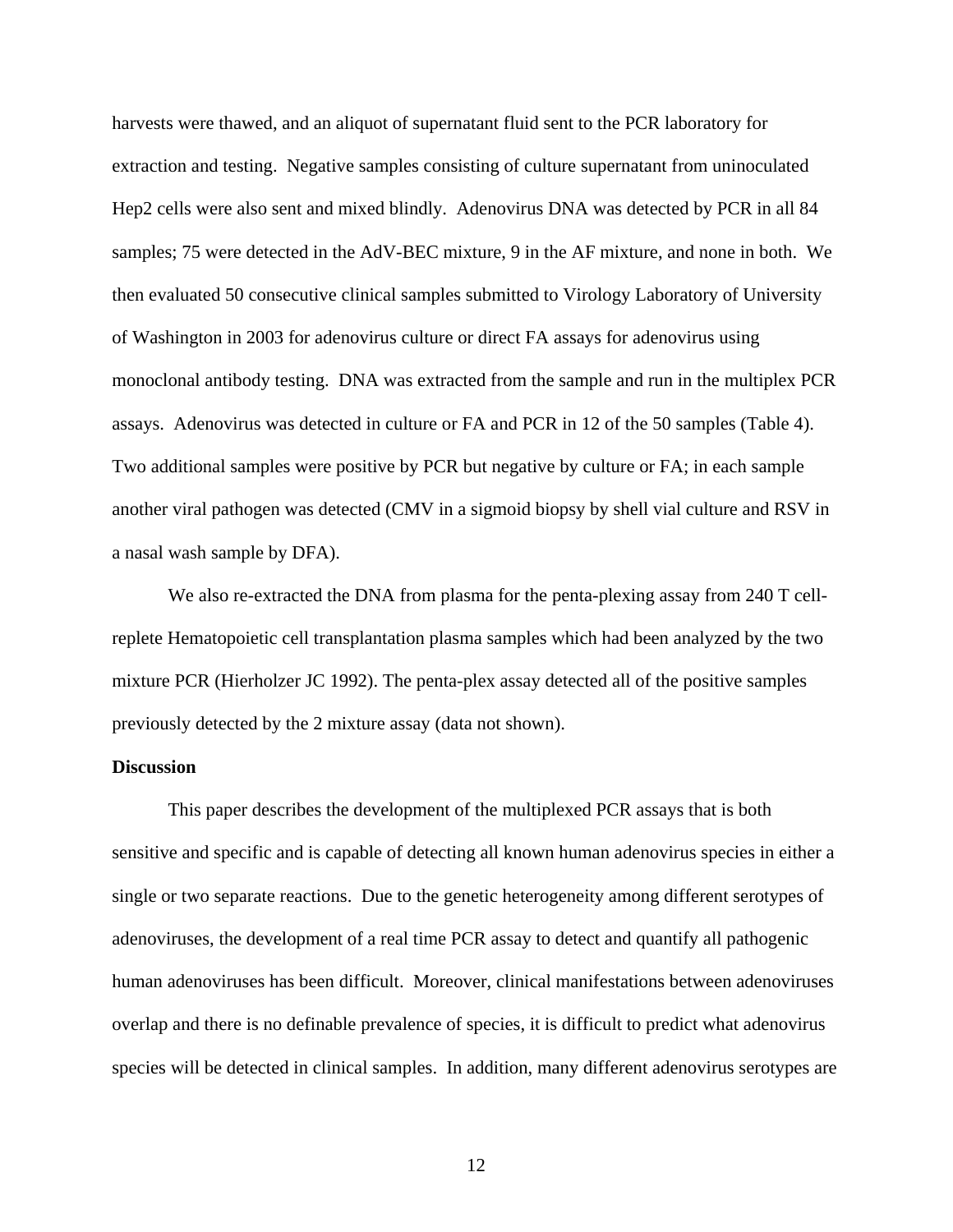harvests were thawed, and an aliquot of supernatant fluid sent to the PCR laboratory for extraction and testing. Negative samples consisting of culture supernatant from uninoculated Hep2 cells were also sent and mixed blindly. Adenovirus DNA was detected by PCR in all 84 samples; 75 were detected in the AdV-BEC mixture, 9 in the AF mixture, and none in both. We then evaluated 50 consecutive clinical samples submitted to Virology Laboratory of University of Washington in 2003 for adenovirus culture or direct FA assays for adenovirus using monoclonal antibody testing. DNA was extracted from the sample and run in the multiplex PCR assays. Adenovirus was detected in culture or FA and PCR in 12 of the 50 samples (Table 4). Two additional samples were positive by PCR but negative by culture or FA; in each sample another viral pathogen was detected (CMV in a sigmoid biopsy by shell vial culture and RSV in a nasal wash sample by DFA).

We also re-extracted the DNA from plasma for the penta-plexing assay from 240 T cell-replete Hematopoietic cell transplantation plasma samples which had been analyzed by the two mixture PCR (Hierholzer JC 1992). The penta-plex assay detected all of the positive samples previously detected by the 2 mixture assay (data not shown).

**Discussion**

This paper describes the development of the multiplexed PCR assays that is both sensitive and specific and is capable of detecting all known human adenovirus species in either a single or two separate reactions. Due to the genetic heterogeneity among different serotypes of adenoviruses, the development of a real time PCR assay to detect and quantify all pathogenic human adenoviruses has been difficult. Moreover, clinical manifestations between adenoviruses overlap and there is no definable prevalence of species, it is difficult to predict what adenovirus species will be detected in clinical samples. In addition, many different adenovirus serotypes are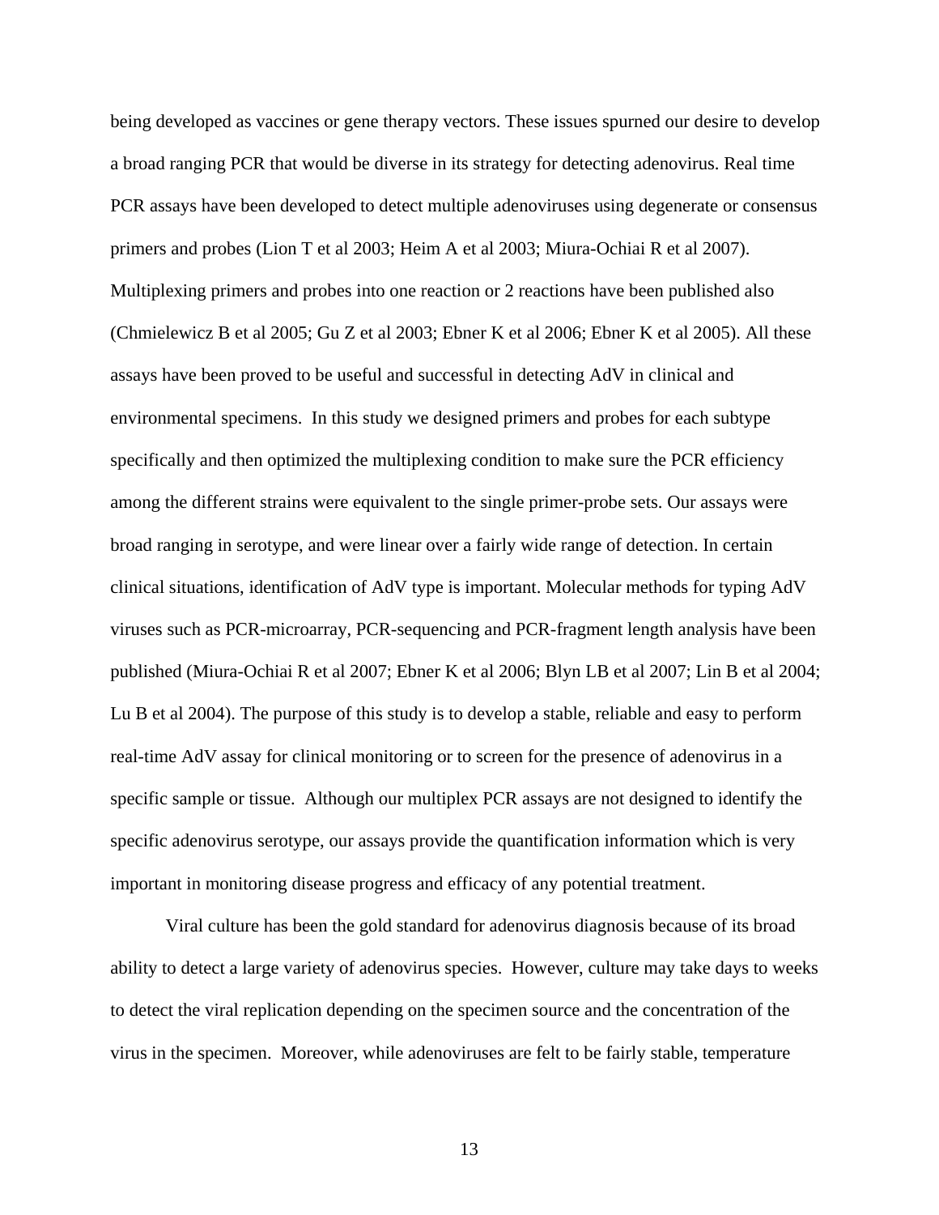being developed as vaccines or gene therapy vectors. These issues spurned our desire to develop a broad ranging PCR that would be diverse in its strategy for detecting adenovirus. Real time PCR assays have been developed to detect multiple adenoviruses using degenerate or consensus primers and probes (Lion T et al 2003; Heim A et al 2003; Miura-Ochiai R et al 2007). Multiplexing primers and probes into one reaction or 2 reactions have been published also (Chmielewicz B et al 2005; Gu Z et al 2003; Ebner K et al 2006; Ebner K et al 2005). All these assays have been proved to be useful and successful in detecting AdV in clinical and environmental specimens. In this study we designed primers and probes for each subtype specifically and then optimized the multiplexing condition to make sure the PCR efficiency among the different strains were equivalent to the single primer-probe sets. Our assays were broad ranging in serotype, and were linear over a fairly wide range of detection. In certain clinical situations, identification of AdV type is important. Molecular methods for typing AdV viruses such as PCR-microarray, PCR-sequencing and PCR-fragment length analysis have been published (Miura-Ochiai R et al 2007; Ebner K et al 2006; Blyn LB et al 2007; Lin B et al 2004; Lu B et al 2004). The purpose of this study is to develop a stable, reliable and easy to perform real-time AdV assay for clinical monitoring or to screen for the presence of adenovirus in a specific sample or tissue. Although our multiplex PCR assays are not designed to identify the specific adenovirus serotype, our assays provide the quantification information which is very important in monitoring disease progress and efficacy of any potential treatment.

Viral culture has been the gold standard for adenovirus diagnosis because of its broad ability to detect a large variety of adenovirus species. However, culture may take days to weeks to detect the viral replication depending on the specimen source and the concentration of the virus in the specimen. Moreover, while adenoviruses are felt to be fairly stable, temperature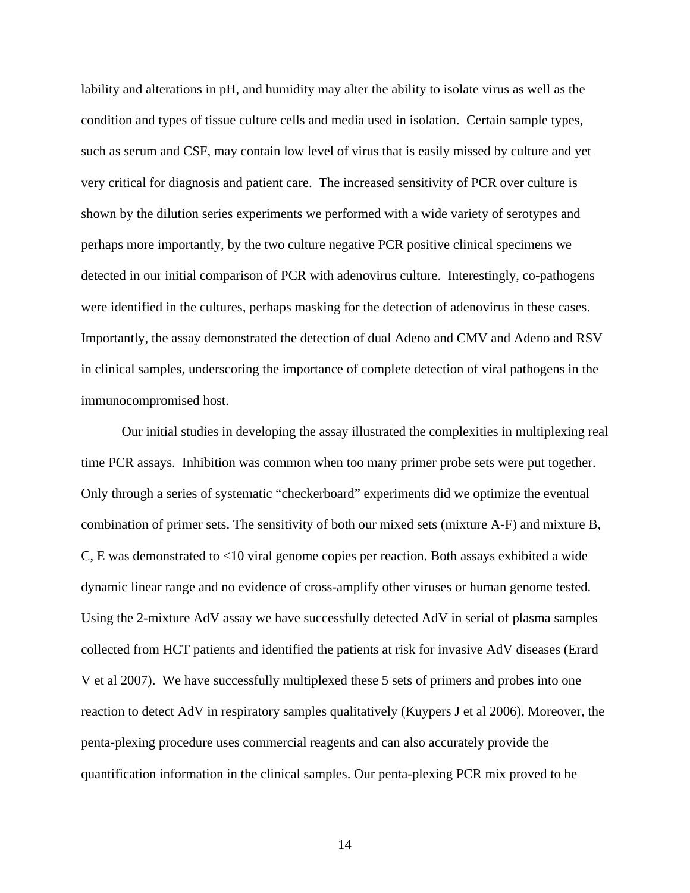lability and alterations in pH, and humidity may alter the ability to isolate virus as well as the condition and types of tissue culture cells and media used in isolation. Certain sample types, such as serum and CSF, may contain low level of virus that is easily missed by culture and yet very critical for diagnosis and patient care. The increased sensitivity of PCR over culture is shown by the dilution series experiments we performed with a wide variety of serotypes and perhaps more importantly, by the two culture negative PCR positive clinical specimens we detected in our initial comparison of PCR with adenovirus culture. Interestingly, co-pathogens were identified in the cultures, perhaps masking for the detection of adenovirus in these cases. Importantly, the assay demonstrated the detection of dual Adeno and CMV and Adeno and RSV in clinical samples, underscoring the importance of complete detection of viral pathogens in the immunocompromised host.

Our initial studies in developing the assay illustrated the complexities in multiplexing real time PCR assays. Inhibition was common when too many primer probe sets were put together. Only through a series of systematic "checkerboard" experiments did we optimize the eventual combination of primer sets. The sensitivity of both our mixed sets (mixture A-F) and mixture B, C, E was demonstrated to <10 viral genome copies per reaction. Both assays exhibited a wide dynamic linear range and no evidence of cross-amplify other viruses or human genome tested. Using the 2-mixture AdV assay we have successfully detected AdV in serial of plasma samples collected from HCT patients and identified the patients at risk for invasive AdV diseases (Erard V et al 2007). We have successfully multiplexed these 5 sets of primers and probes into one reaction to detect AdV in respiratory samples qualitatively (Kuypers J et al 2006). Moreover, the penta-plexing procedure uses commercial reagents and can also accurately provide the quantification information in the clinical samples. Our penta-plexing PCR mix proved to be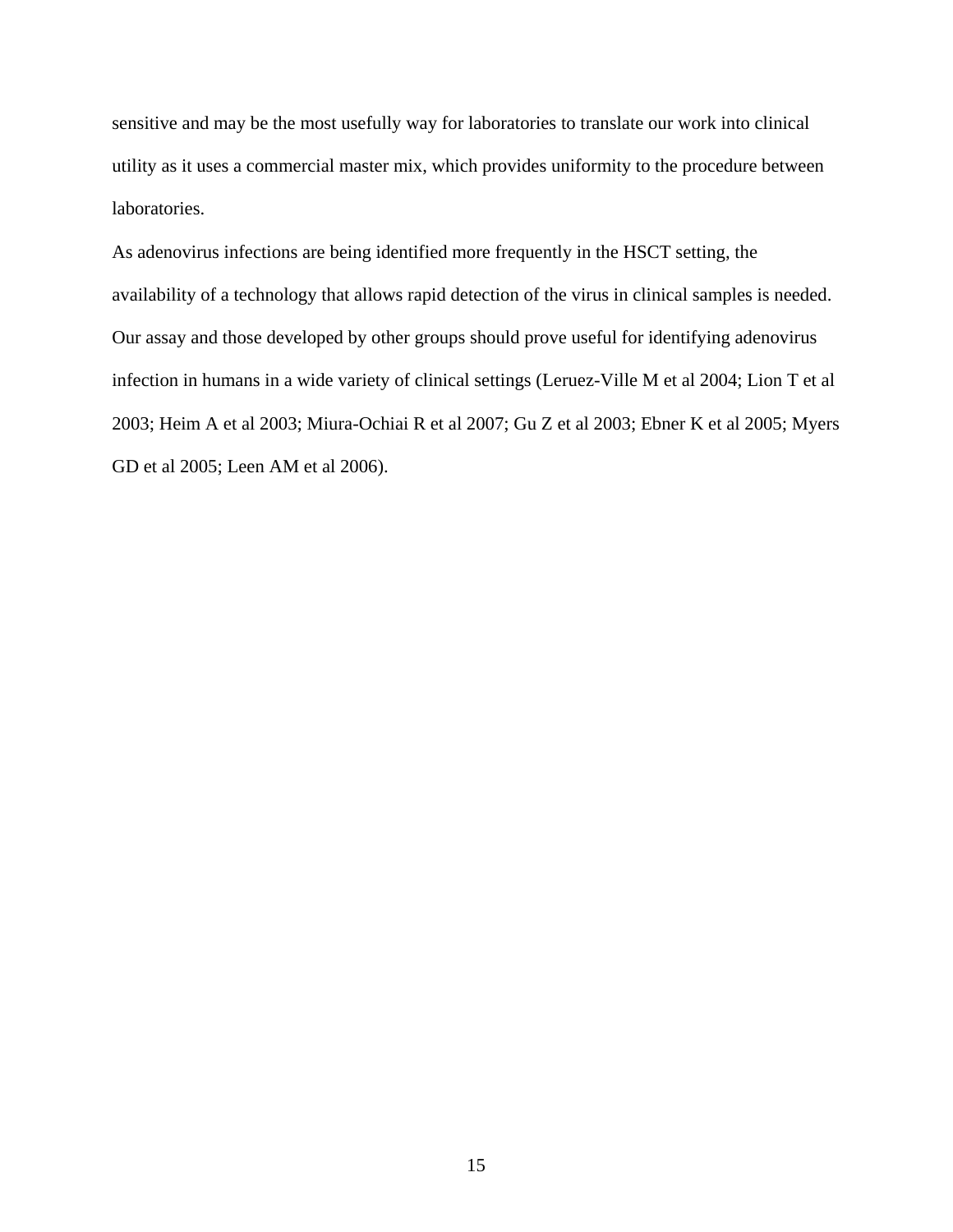sensitive and may be the most usefully way for laboratories to translate our work into clinical utility as it uses a commercial master mix, which provides uniformity to the procedure between laboratories.

As adenovirus infections are being identified more frequently in the HSCT setting, the availability of a technology that allows rapid detection of the virus in clinical samples is needed. Our assay and those developed by other groups should prove useful for identifying adenovirus infection in humans in a wide variety of clinical settings (Leruez-Ville M et al 2004; Lion T et al 2003; Heim A et al 2003; Miura-Ochiai R et al 2007; Gu Z et al 2003; Ebner K et al 2005; Myers GD et al 2005; Leen AM et al 2006).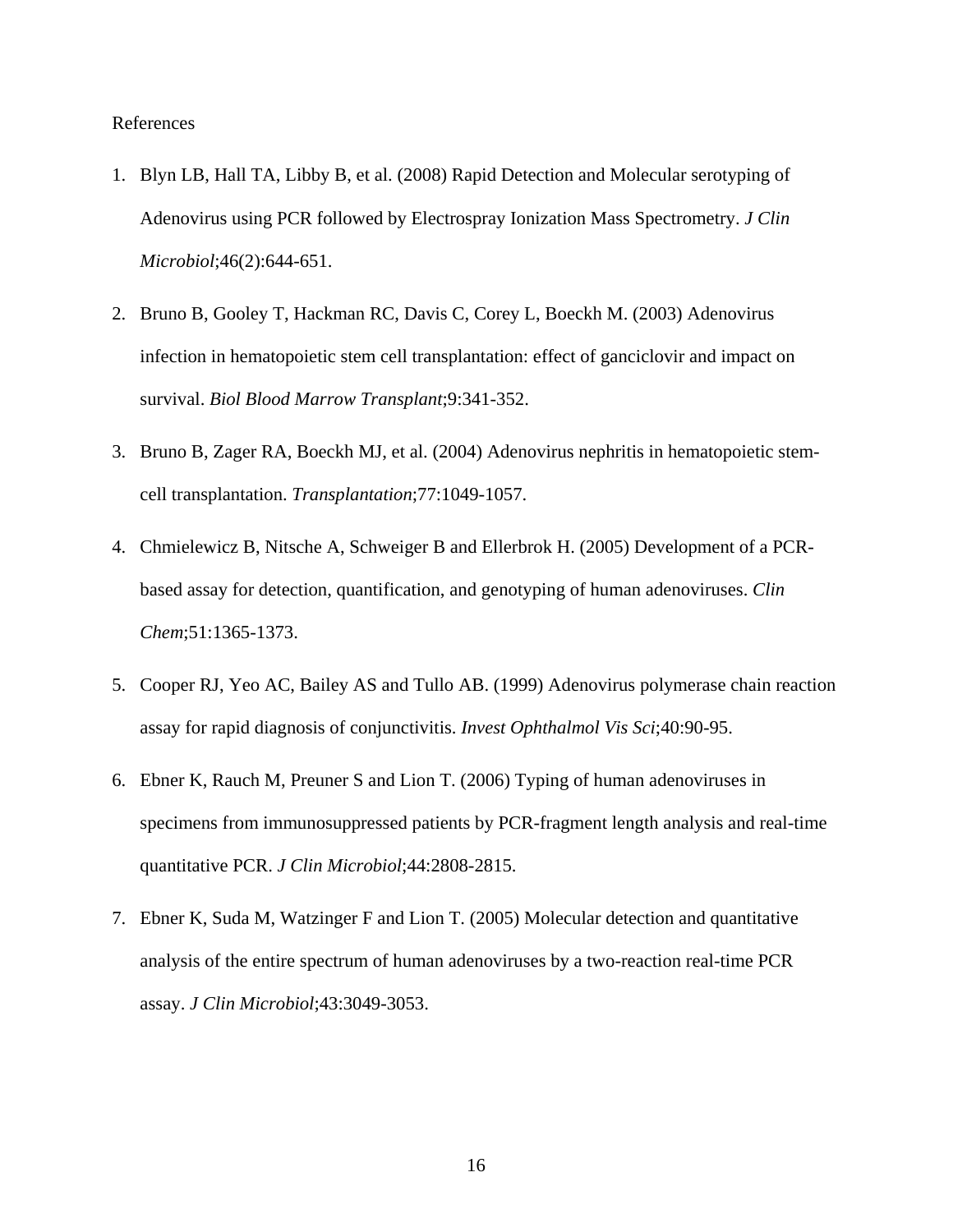References

1. Blyn LB, Hall TA, Libby B, et al. (2008) Rapid Detection and Molecular serotyping of Adenovirus using PCR followed by Electrospray Ionization Mass Spectrometry. *J Clin Microbiol*;46(2):644-651.

2. Bruno B, Gooley T, Hackman RC, Davis C, Corey L, Boeckh M. (2003) Adenovirus infection in hematopoietic stem cell transplantation: effect of ganciclovir and impact on survival. *Biol Blood Marrow Transplant*;9:341-352.

3. Bruno B, Zager RA, Boeckh MJ, et al. (2004) Adenovirus nephritis in hematopoietic stem-cell transplantation. *Transplantation*;77:1049-1057.

4. Chmielewicz B, Nitsche A, Schweiger B and Ellerbrok H. (2005) Development of a PCR-based assay for detection, quantification, and genotyping of human adenoviruses. *Clin Chem*;51:1365-1373.

5. Cooper RJ, Yeo AC, Bailey AS and Tullo AB. (1999) Adenovirus polymerase chain reaction assay for rapid diagnosis of conjunctivitis. *Invest Ophthalmol Vis Sci*;40:90-95.

6. Ebner K, Rauch M, Preuner S and Lion T. (2006) Typing of human adenoviruses in specimens from immunosuppressed patients by PCR-fragment length analysis and real-time quantitative PCR. *J Clin Microbiol*;44:2808-2815.

7. Ebner K, Suda M, Watzinger F and Lion T. (2005) Molecular detection and quantitative analysis of the entire spectrum of human adenoviruses by a two-reaction real-time PCR assay. *J Clin Microbiol*;43:3049-3053.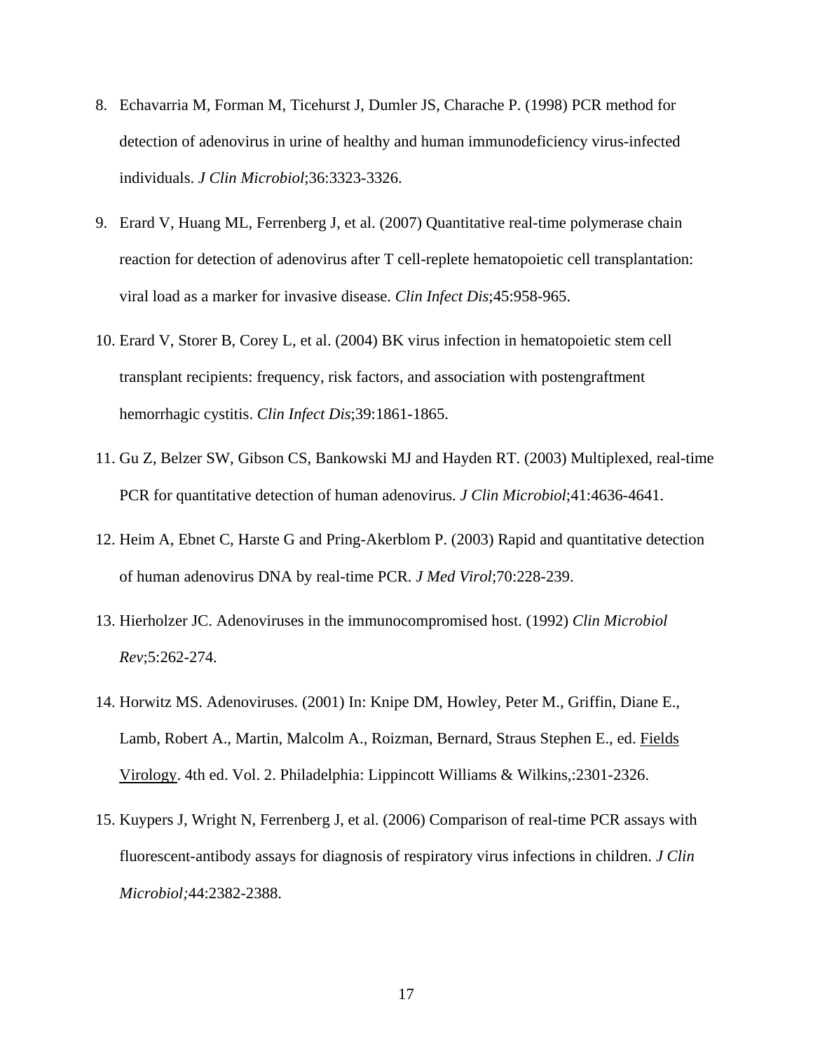8. Echavarria M, Forman M, Ticehurst J, Dumler JS, Charache P. (1998) PCR method for detection of adenovirus in urine of healthy and human immunodeficiency virus-infected individuals. *J Clin Microbiol*;36:3323-3326.

9. Erard V, Huang ML, Ferrenberg J, et al. (2007) Quantitative real-time polymerase chain reaction for detection of adenovirus after T cell-replete hematopoietic cell transplantation: viral load as a marker for invasive disease. *Clin Infect Dis*;45:958-965.

10. Erard V, Storer B, Corey L, et al. (2004) BK virus infection in hematopoietic stem cell transplant recipients: frequency, risk factors, and association with postengraftment hemorrhagic cystitis. *Clin Infect Dis*;39:1861-1865.

11. Gu Z, Belzer SW, Gibson CS, Bankowski MJ and Hayden RT. (2003) Multiplexed, real-time PCR for quantitative detection of human adenovirus. *J Clin Microbiol*;41:4636-4641.

12. Heim A, Ebnet C, Harste G and Pring-Akerblom P. (2003) Rapid and quantitative detection of human adenovirus DNA by real-time PCR. *J Med Virol*;70:228-239.

13. Hierholzer JC. Adenoviruses in the immunocompromised host. (1992) *Clin Microbiol Rev*;5:262-274.

14. Horwitz MS. Adenoviruses. (2001) In: Knipe DM, Howley, Peter M., Griffin, Diane E., Lamb, Robert A., Martin, Malcolm A., Roizman, Bernard, Straus Stephen E., ed. Fields Virology. 4th ed. Vol. 2. Philadelphia: Lippincott Williams & Wilkins,:2301-2326.

15. Kuypers J, Wright N, Ferrenberg J, et al. (2006) Comparison of real-time PCR assays with fluorescent-antibody assays for diagnosis of respiratory virus infections in children. *J Clin Microbiol;*44:2382-2388.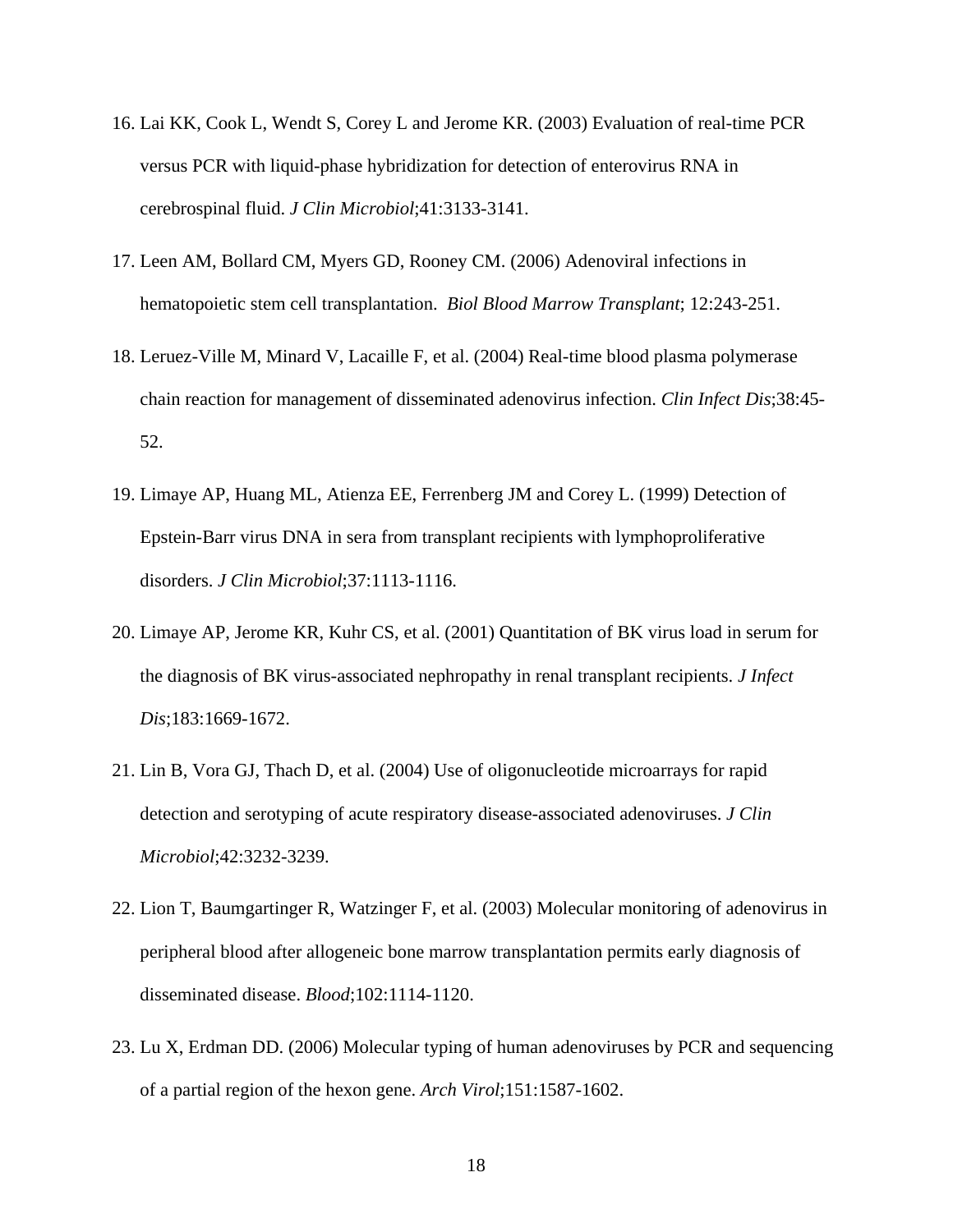16. Lai KK, Cook L, Wendt S, Corey L and Jerome KR. (2003) Evaluation of real-time PCR versus PCR with liquid-phase hybridization for detection of enterovirus RNA in cerebrospinal fluid. *J Clin Microbiol*;41:3133-3141.

17. Leen AM, Bollard CM, Myers GD, Rooney CM. (2006) Adenoviral infections in hematopoietic stem cell transplantation. *Biol Blood Marrow Transplant*; 12:243-251.

18. Leruez-Ville M, Minard V, Lacaille F, et al. (2004) Real-time blood plasma polymerase chain reaction for management of disseminated adenovirus infection. *Clin Infect Dis*;38:45-52.

19. Limaye AP, Huang ML, Atienza EE, Ferrenberg JM and Corey L. (1999) Detection of Epstein-Barr virus DNA in sera from transplant recipients with lymphoproliferative disorders. *J Clin Microbiol*;37:1113-1116.

20. Limaye AP, Jerome KR, Kuhr CS, et al. (2001) Quantitation of BK virus load in serum for the diagnosis of BK virus-associated nephropathy in renal transplant recipients. *J Infect Dis*;183:1669-1672.

21. Lin B, Vora GJ, Thach D, et al. (2004) Use of oligonucleotide microarrays for rapid detection and serotyping of acute respiratory disease-associated adenoviruses. *J Clin Microbiol*;42:3232-3239.

22. Lion T, Baumgartinger R, Watzinger F, et al. (2003) Molecular monitoring of adenovirus in peripheral blood after allogeneic bone marrow transplantation permits early diagnosis of disseminated disease. *Blood*;102:1114-1120.

23. Lu X, Erdman DD. (2006) Molecular typing of human adenoviruses by PCR and sequencing of a partial region of the hexon gene. *Arch Virol*;151:1587-1602.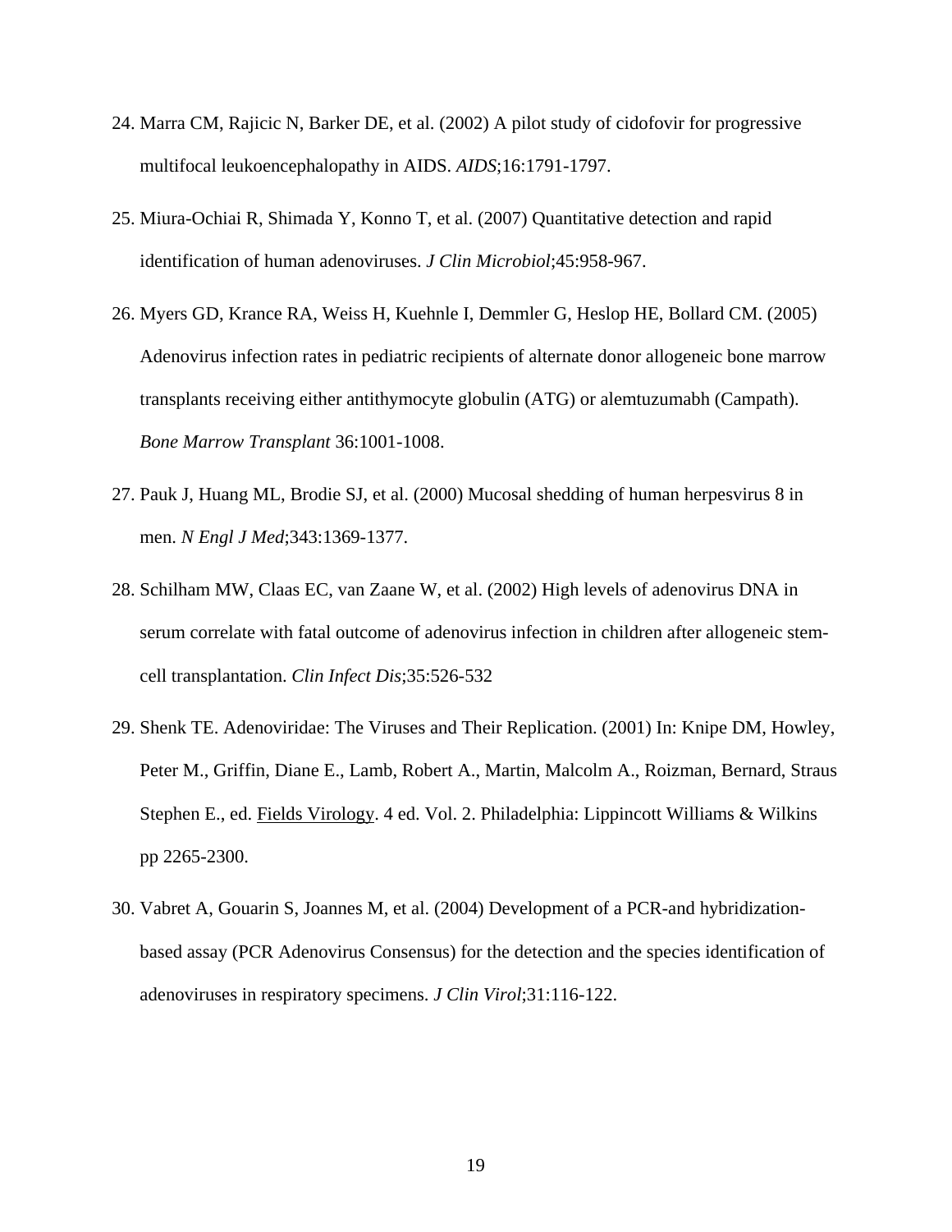24. Marra CM, Rajicic N, Barker DE, et al. (2002) A pilot study of cidofovir for progressive multifocal leukoencephalopathy in AIDS. *AIDS*;16:1791-1797.

25. Miura-Ochiai R, Shimada Y, Konno T, et al. (2007) Quantitative detection and rapid identification of human adenoviruses. *J Clin Microbiol*;45:958-967.

26. Myers GD, Krance RA, Weiss H, Kuehnle I, Demmler G, Heslop HE, Bollard CM. (2005) Adenovirus infection rates in pediatric recipients of alternate donor allogeneic bone marrow transplants receiving either antithymocyte globulin (ATG) or alemtuzumabh (Campath). *Bone Marrow Transplant* 36:1001-1008.

27. Pauk J, Huang ML, Brodie SJ, et al. (2000) Mucosal shedding of human herpesvirus 8 in men. *N Engl J Med*;343:1369-1377.

28. Schilham MW, Claas EC, van Zaane W, et al. (2002) High levels of adenovirus DNA in serum correlate with fatal outcome of adenovirus infection in children after allogeneic stem-cell transplantation. *Clin Infect Dis*;35:526-532

29. Shenk TE. Adenoviridae: The Viruses and Their Replication. (2001) In: Knipe DM, Howley, Peter M., Griffin, Diane E., Lamb, Robert A., Martin, Malcolm A., Roizman, Bernard, Straus Stephen E., ed. Fields Virology. 4 ed. Vol. 2. Philadelphia: Lippincott Williams & Wilkins pp 2265-2300.

30. Vabret A, Gouarin S, Joannes M, et al. (2004) Development of a PCR-and hybridization-based assay (PCR Adenovirus Consensus) for the detection and the species identification of adenoviruses in respiratory specimens. *J Clin Virol*;31:116-122.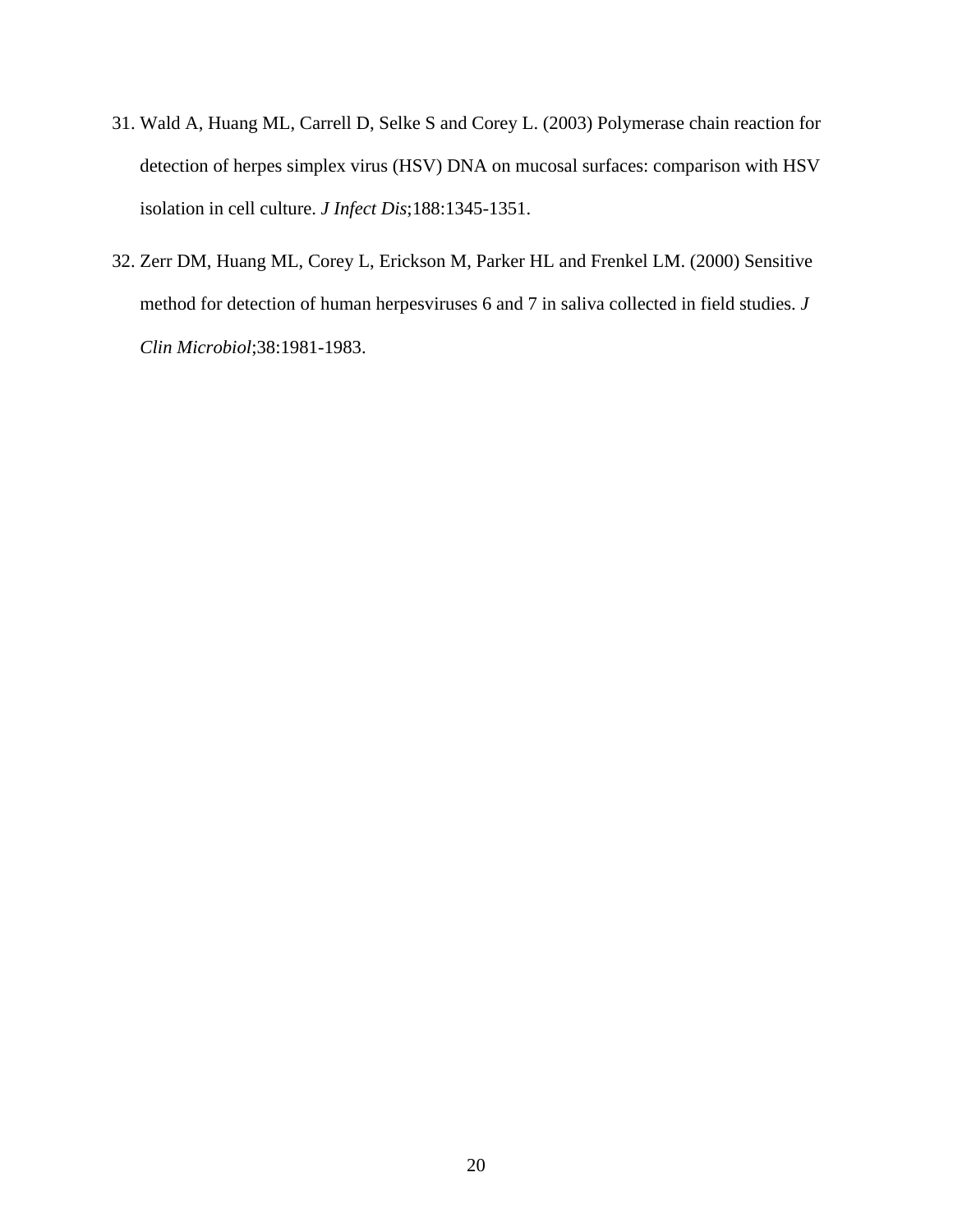31. Wald A, Huang ML, Carrell D, Selke S and Corey L. (2003) Polymerase chain reaction for detection of herpes simplex virus (HSV) DNA on mucosal surfaces: comparison with HSV isolation in cell culture. *J Infect Dis*;188:1345-1351.

32. Zerr DM, Huang ML, Corey L, Erickson M, Parker HL and Frenkel LM. (2000) Sensitive method for detection of human herpesviruses 6 and 7 in saliva collected in field studies. *J Clin Microbiol*;38:1981-1983.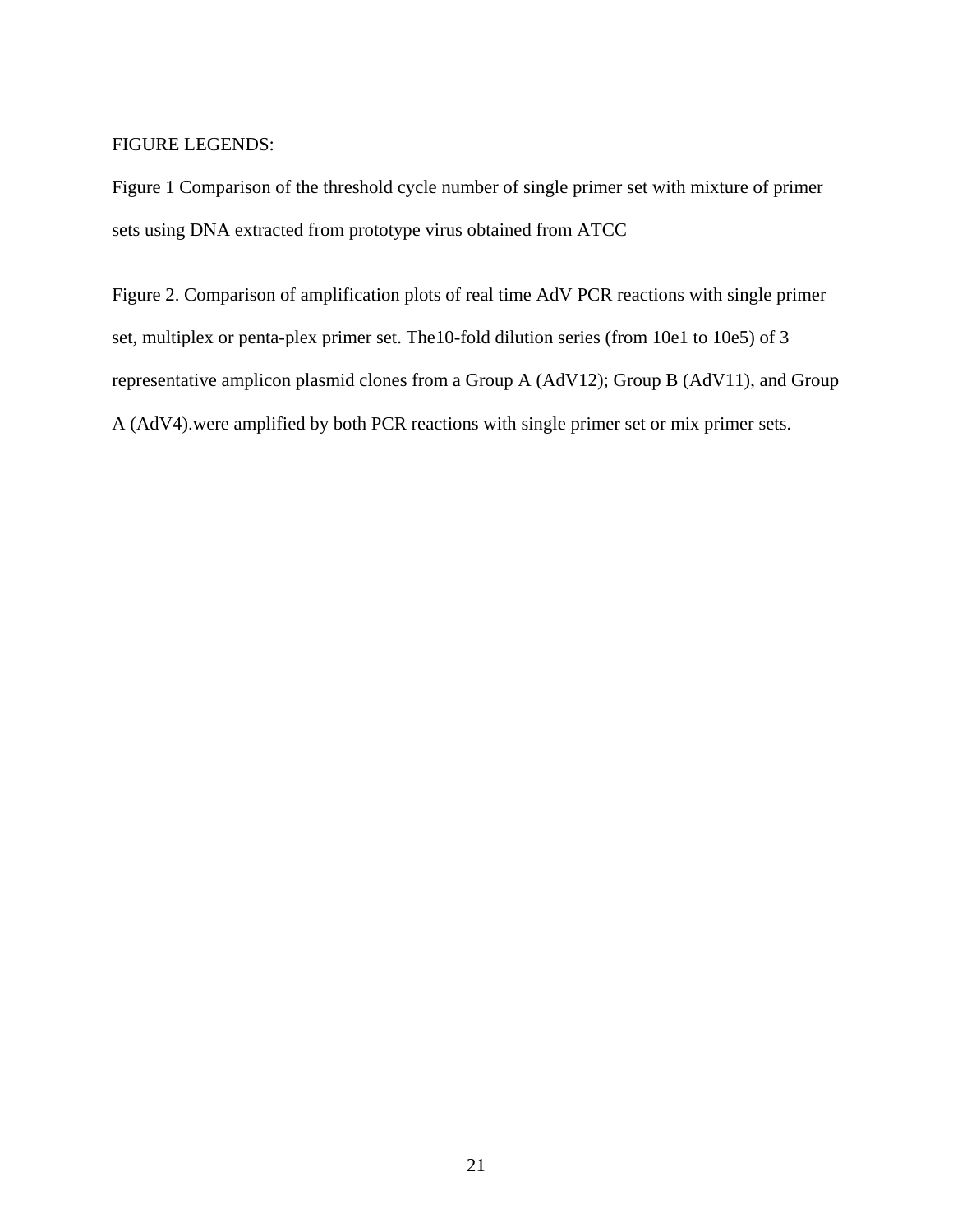FIGURE LEGENDS:

Figure 1 Comparison of the threshold cycle number of single primer set with mixture of primer sets using DNA extracted from prototype virus obtained from ATCC

Figure 2. Comparison of amplification plots of real time AdV PCR reactions with single primer set, multiplex or penta-plex primer set. The10-fold dilution series (from 10e1 to 10e5) of 3 representative amplicon plasmid clones from a Group A (AdV12); Group B (AdV11), and Group A (AdV4).were amplified by both PCR reactions with single primer set or mix primer sets.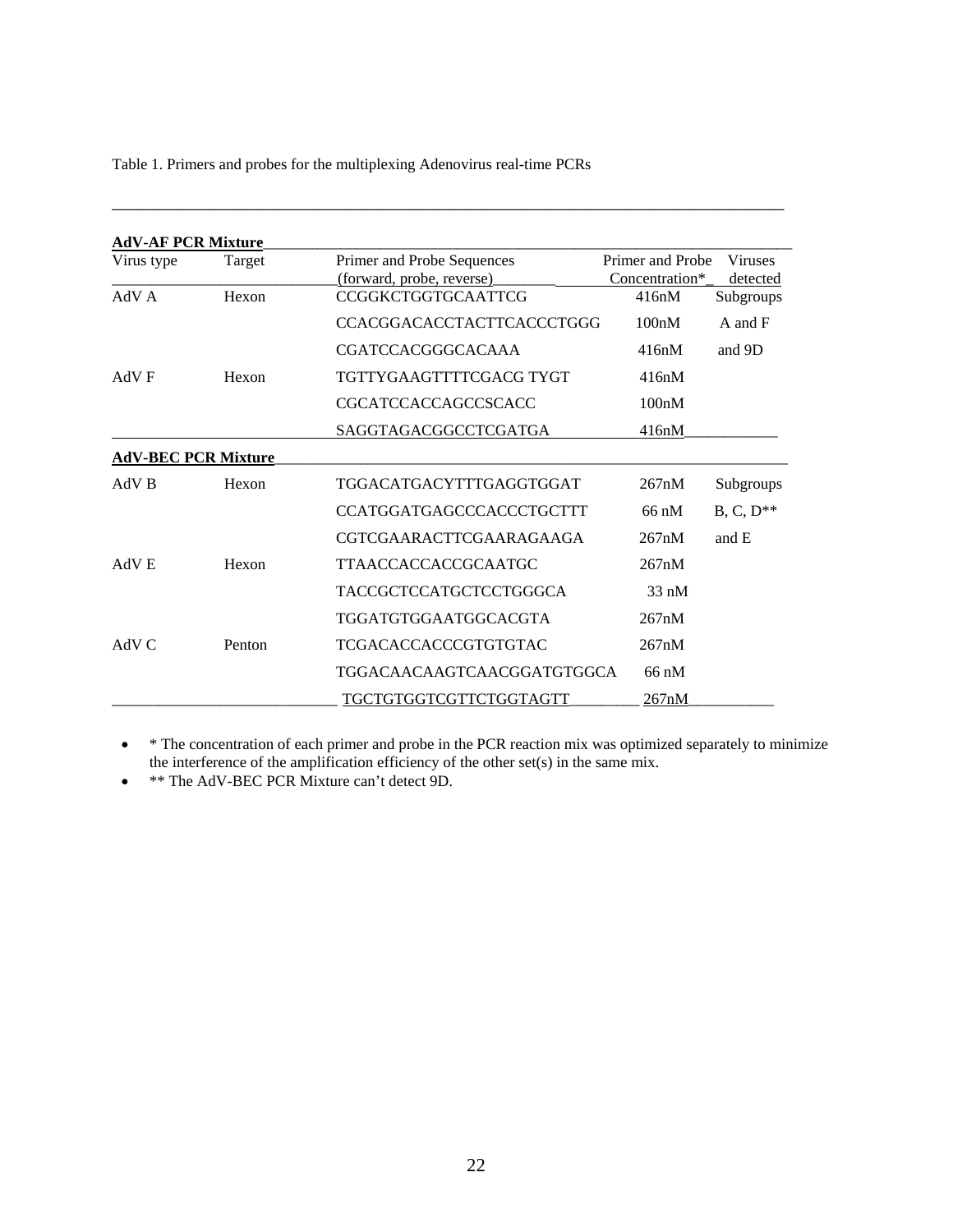Table 1. Primers and probes for the multiplexing Adenovirus real-time PCRs

| Virus type | Target | Primer and Probe Sequences (forward, probe, reverse) | Primer and Probe Concentration* | Viruses detected |
|---|---|---|---|---|
| **AdV-AF PCR Mixture** | | | | |
| AdV A | Hexon | CCGGKCTGGTGCAATTCG | 416nM | Subgroups |
| | | CCACGGACACCTACTTCACCCTGGG | 100nM | A and F |
| | | CGATCCACGGGCACAAA | 416nM | and 9D |
| AdV F | Hexon | TGTTYGAAGTTTTCGACG TYGT | 416nM | |
| | | CGCATCCACCAGCCSCACC | 100nM | |
| | | SAGGTAGACGGCCTCGATGA | 416nM | |
| **AdV-BEC PCR Mixture** | | | | |
| AdV B | Hexon | TGGACATGACYTTTGAGGTGGAT | 267nM | Subgroups |
| | | CCATGGATGAGCCCACCCTGCTTT | 66 nM | B, C, D** |
| | | CGTCGAARACTTCGAARAGAAGA | 267nM | and E |
| AdV E | Hexon | TTAACCACCACCGCAATGC | 267nM | |
| | | TACCGCTCCATGCTCCTGGGCA | 33 nM | |
| | | TGGATGTGGAATGGCACGTA | 267nM | |
| AdV C | Penton | TCGACACCACCCGTGTGTAC | 267nM | |
| | | TGGACAACAAGTCAACGGATGTGGCA | 66 nM | |
| | | TGCTGTGGTCGTTCTGGTAGTT | 267nM | |

- * The concentration of each primer and probe in the PCR reaction mix was optimized separately to minimize the interference of the amplification efficiency of the other set(s) in the same mix.
- ** The AdV-BEC PCR Mixture can't detect 9D.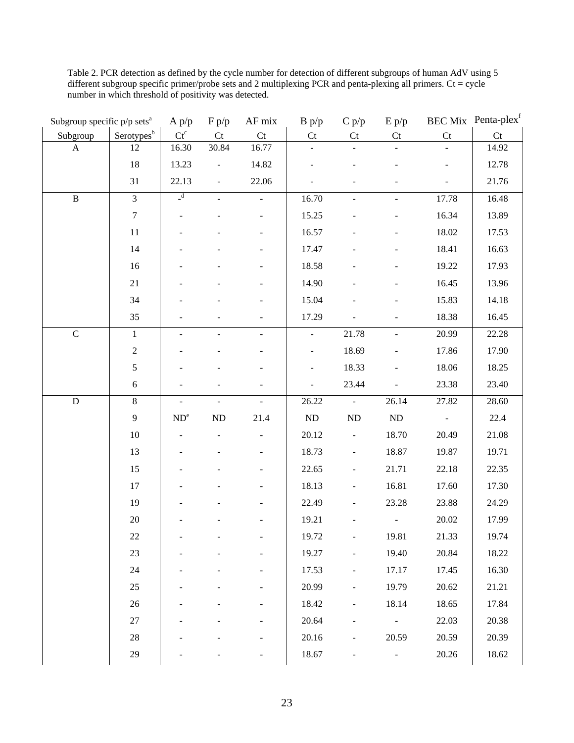Table 2. PCR detection as defined by the cycle number for detection of different subgroups of human AdV using 5 different subgroup specific primer/probe sets and 2 multiplexing PCR and penta-plexing all primers. Ct = cycle number in which threshold of positivity was detected.

| Subgroup specific p/p sets[a] | | A p/p | F p/p | AF mix | B p/p | C p/p | E p/p | BEC Mix | Penta-plex[f] |
|---|---|---|---|---|---|---|---|---|---|
| Subgroup | Serotypes[b] | Ct[c] | Ct | Ct | Ct | Ct | Ct | Ct | Ct |
| A | 12 | 16.30 | 30.84 | 16.77 | - | - | - | - | 14.92 |
| | 18 | 13.23 | - | 14.82 | - | - | - | - | 12.78 |
| | 31 | 22.13 | - | 22.06 | - | - | - | - | 21.76 |
| B | 3 | -[d] | - | - | 16.70 | - | - | 17.78 | 16.48 |
| | 7 | - | - | - | 15.25 | - | - | 16.34 | 13.89 |
| | 11 | - | - | - | 16.57 | - | - | 18.02 | 17.53 |
| | 14 | - | - | - | 17.47 | - | - | 18.41 | 16.63 |
| | 16 | - | - | - | 18.58 | - | - | 19.22 | 17.93 |
| | 21 | - | - | - | 14.90 | - | - | 16.45 | 13.96 |
| | 34 | - | - | - | 15.04 | - | - | 15.83 | 14.18 |
| | 35 | - | - | - | 17.29 | - | - | 18.38 | 16.45 |
| C | 1 | - | - | - | - | 21.78 | - | 20.99 | 22.28 |
| | 2 | - | - | - | - | 18.69 | - | 17.86 | 17.90 |
| | 5 | - | - | - | - | 18.33 | - | 18.06 | 18.25 |
| | 6 | - | - | - | - | 23.44 | - | 23.38 | 23.40 |
| D | 8 | - | - | - | 26.22 | - | 26.14 | 27.82 | 28.60 |
| | 9 | ND[e] | ND | 21.4 | ND | ND | ND | - | 22.4 |
| | 10 | - | - | - | 20.12 | - | 18.70 | 20.49 | 21.08 |
| | 13 | - | - | - | 18.73 | - | 18.87 | 19.87 | 19.71 |
| | 15 | - | - | - | 22.65 | - | 21.71 | 22.18 | 22.35 |
| | 17 | - | - | - | 18.13 | - | 16.81 | 17.60 | 17.30 |
| | 19 | - | - | - | 22.49 | - | 23.28 | 23.88 | 24.29 |
| | 20 | - | - | - | 19.21 | - | - | 20.02 | 17.99 |
| | 22 | - | - | - | 19.72 | - | 19.81 | 21.33 | 19.74 |
| | 23 | - | - | - | 19.27 | - | 19.40 | 20.84 | 18.22 |
| | 24 | - | - | - | 17.53 | - | 17.17 | 17.45 | 16.30 |
| | 25 | - | - | - | 20.99 | - | 19.79 | 20.62 | 21.21 |
| | 26 | - | - | - | 18.42 | - | 18.14 | 18.65 | 17.84 |
| | 27 | - | - | - | 20.64 | - | - | 22.03 | 20.38 |
| | 28 | - | - | - | 20.16 | - | 20.59 | 20.59 | 20.39 |
| | 29 | - | - | - | 18.67 | - | - | 20.26 | 18.62 |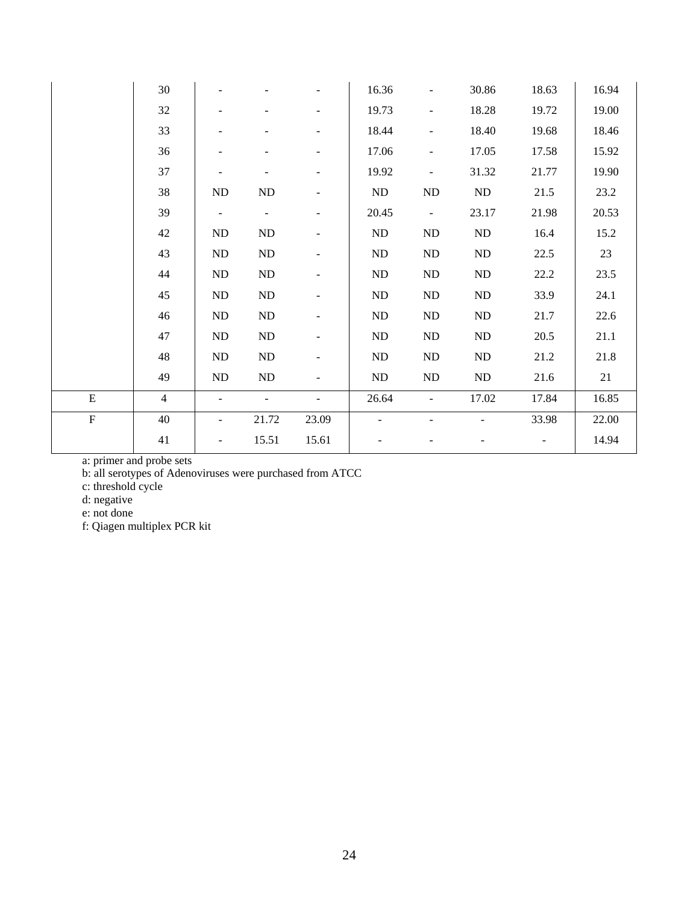| | | | | | | | | | |
|---|---|---|---|---|---|---|---|---|---|
| | 30 | - | - | - | 16.36 | - | 30.86 | 18.63 | 16.94 |
| | 32 | - | - | - | 19.73 | - | 18.28 | 19.72 | 19.00 |
| | 33 | - | - | - | 18.44 | - | 18.40 | 19.68 | 18.46 |
| | 36 | - | - | - | 17.06 | - | 17.05 | 17.58 | 15.92 |
| | 37 | - | - | - | 19.92 | - | 31.32 | 21.77 | 19.90 |
| | 38 | ND | ND | - | ND | ND | ND | 21.5 | 23.2 |
| | 39 | - | - | - | 20.45 | - | 23.17 | 21.98 | 20.53 |
| | 42 | ND | ND | - | ND | ND | ND | 16.4 | 15.2 |
| | 43 | ND | ND | - | ND | ND | ND | 22.5 | 23 |
| | 44 | ND | ND | - | ND | ND | ND | 22.2 | 23.5 |
| | 45 | ND | ND | - | ND | ND | ND | 33.9 | 24.1 |
| | 46 | ND | ND | - | ND | ND | ND | 21.7 | 22.6 |
| | 47 | ND | ND | - | ND | ND | ND | 20.5 | 21.1 |
| | 48 | ND | ND | - | ND | ND | ND | 21.2 | 21.8 |
| | 49 | ND | ND | - | ND | ND | ND | 21.6 | 21 |
| E | 4 | - | - | - | 26.64 | - | 17.02 | 17.84 | 16.85 |
| F | 40 | - | 21.72 | 23.09 | - | - | - | 33.98 | 22.00 |
| | 41 | - | 15.51 | 15.61 | - | - | - | - | 14.94 |

a: primer and probe sets

b: all serotypes of Adenoviruses were purchased from ATCC

c: threshold cycle

d: negative

e: not done

f: Qiagen multiplex PCR kit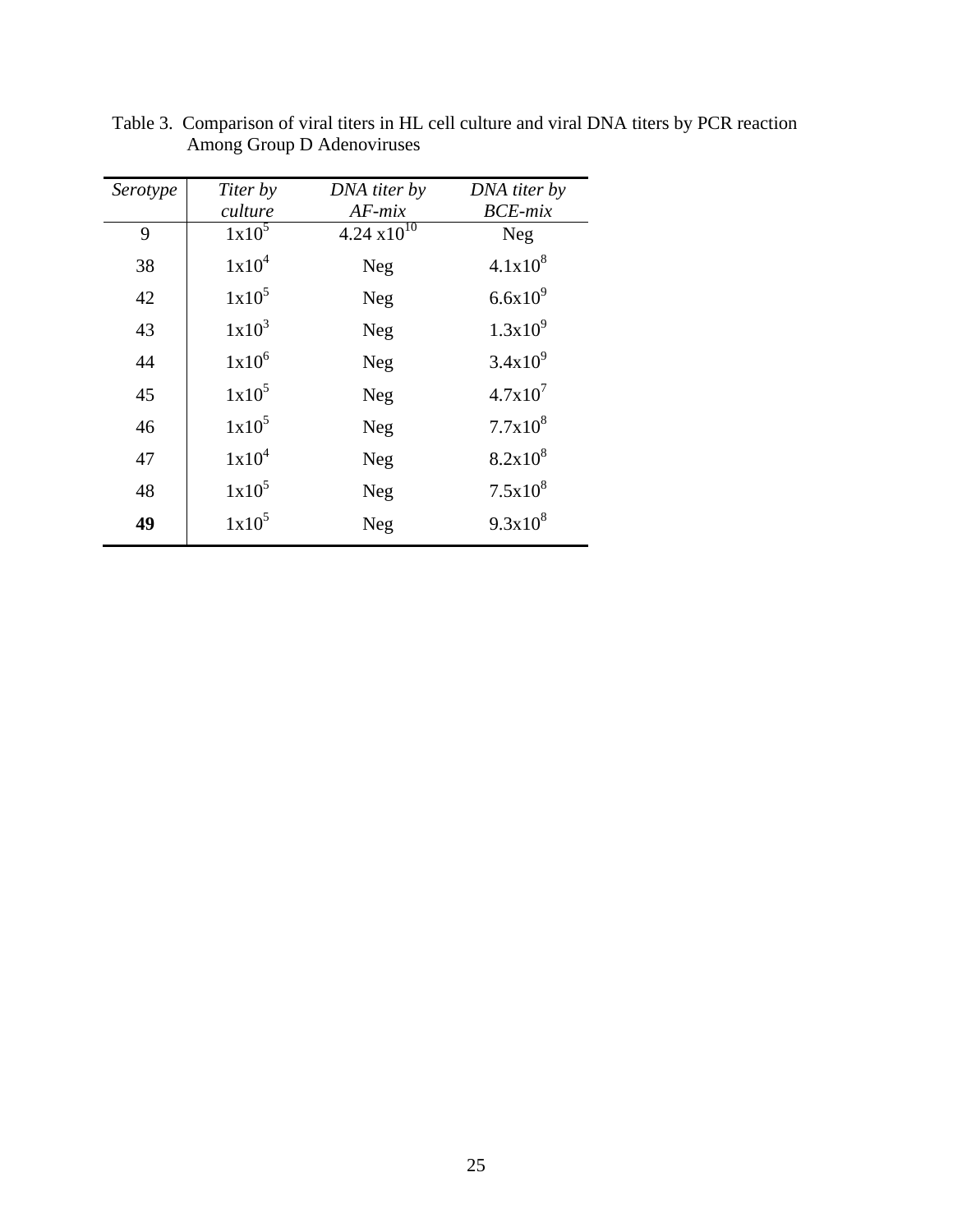Table 3. Comparison of viral titers in HL cell culture and viral DNA titers by PCR reaction Among Group D Adenoviruses

| *Serotype* | *Titer by culture* | *DNA titer by AF-mix* | *DNA titer by BCE-mix* |
|---|---|---|---|
| 9 | $1x10^5$ | $4.24\ x10^{10}$ | Neg |
| 38 | $1x10^4$ | Neg | $4.1x10^8$ |
| 42 | $1x10^5$ | Neg | $6.6x10^9$ |
| 43 | $1x10^3$ | Neg | $1.3x10^9$ |
| 44 | $1x10^6$ | Neg | $3.4x10^9$ |
| 45 | $1x10^5$ | Neg | $4.7x10^7$ |
| 46 | $1x10^5$ | Neg | $7.7x10^8$ |
| 47 | $1x10^4$ | Neg | $8.2x10^8$ |
| 48 | $1x10^5$ | Neg | $7.5x10^8$ |
| **49** | $1x10^5$ | Neg | $9.3x10^8$ |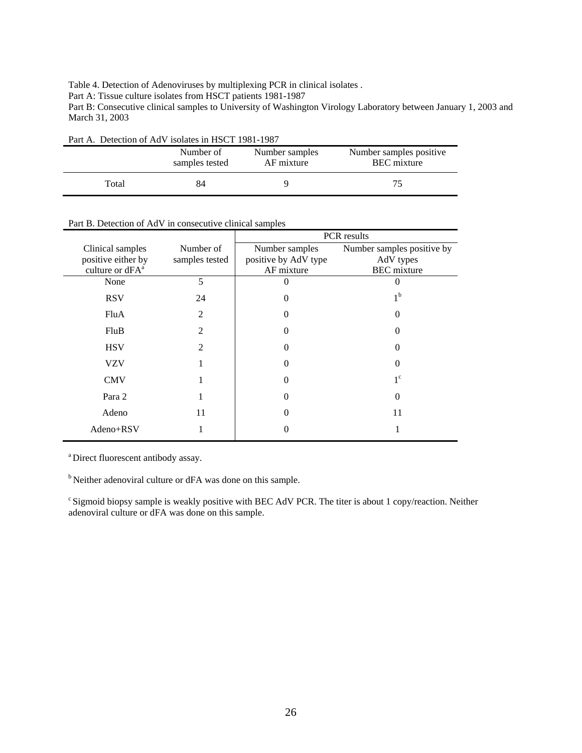Table 4. Detection of Adenoviruses by multiplexing PCR in clinical isolates .
Part A: Tissue culture isolates from HSCT patients 1981-1987
Part B: Consecutive clinical samples to University of Washington Virology Laboratory between January 1, 2003 and March 31, 2003

Part A. Detection of AdV isolates in HSCT 1981-1987

| | Number of samples tested | Number samples AF mixture | Number samples positive BEC mixture |
|---|---|---|---|
| Total | 84 | 9 | 75 |

Part B. Detection of AdV in consecutive clinical samples

| | | PCR results | |
|---|---|---|---|
| Clinical samples positive either by culture or dFA[a] | Number of samples tested | Number samples positive by AdV type AF mixture | Number samples positive by AdV types BEC mixture |
| None | 5 | 0 | 0 |
| RSV | 24 | 0 | 1[b] |
| FluA | 2 | 0 | 0 |
| FluB | 2 | 0 | 0 |
| HSV | 2 | 0 | 0 |
| VZV | 1 | 0 | 0 |
| CMV | 1 | 0 | 1[c] |
| Para 2 | 1 | 0 | 0 |
| Adeno | 11 | 0 | 11 |
| Adeno+RSV | 1 | 0 | 1 |

[a] Direct fluorescent antibody assay.

[b] Neither adenoviral culture or dFA was done on this sample.

[c] Sigmoid biopsy sample is weakly positive with BEC AdV PCR. The titer is about 1 copy/reaction. Neither adenoviral culture or dFA was done on this sample.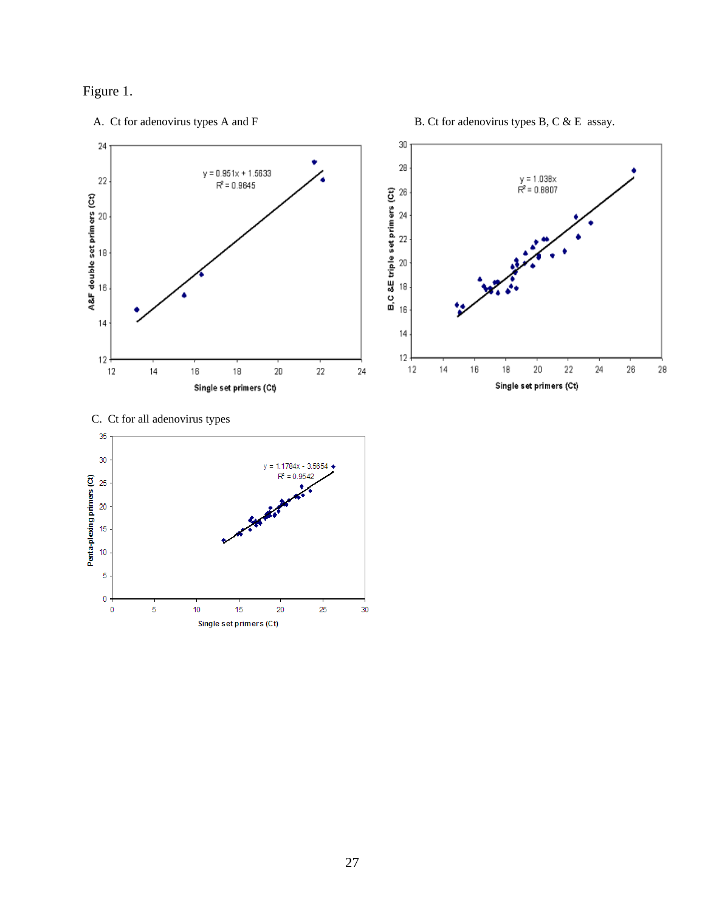Figure 1.

A. Ct for adenovirus types A and F

$y = 0.951x + 1.5633$
$R^2 = 0.9645$

A&F double set primers (Ct) vs. Single set primers (Ct)

B. Ct for adenovirus types B, C & E assay.

$y = 1.038x$
$R^2 = 0.8807$

B, C &E triple set primers (Ct) vs. Single set primers (Ct)

C. Ct for all adenovirus types

$y = 1.1784x - 3.5654$
$R^2 = 0.9542$

Penta-plexing primers (Ct) vs. Single set primers (Ct)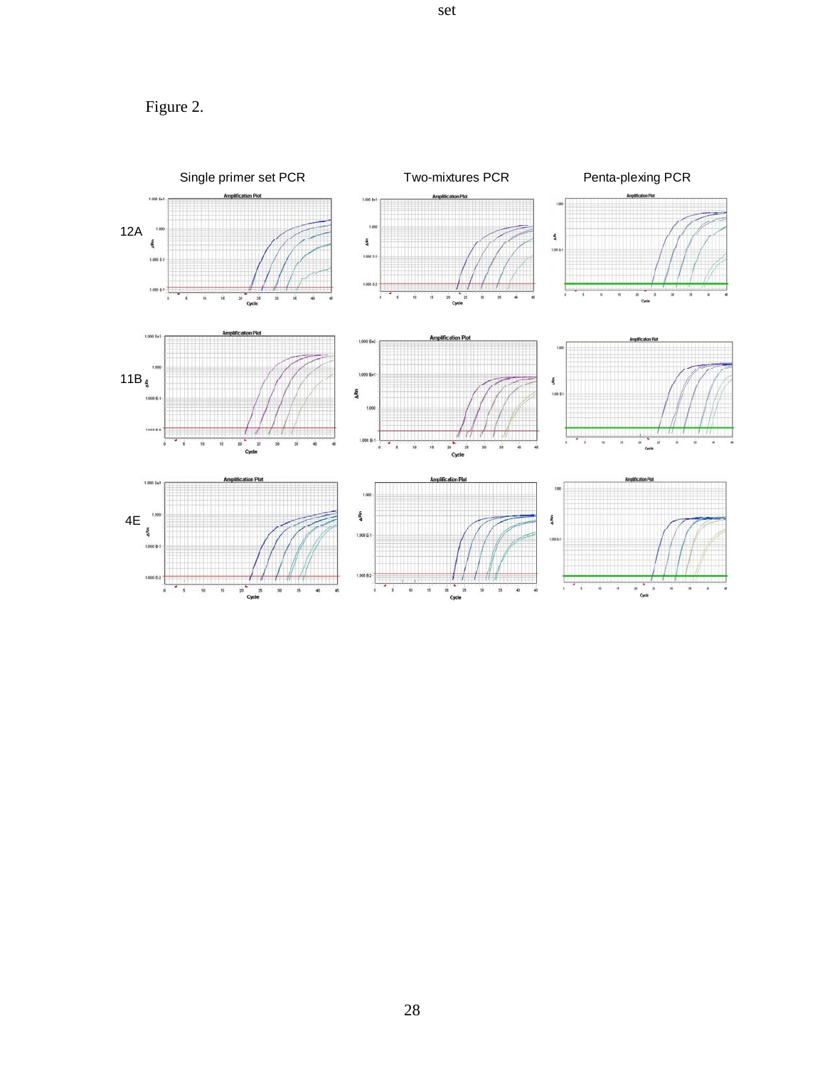set

Figure 2.

Single primer set PCR

Two-mixtures PCR

Penta-plexing PCR

12A

11B

4E

Amplification Plot

ΔRn

Cycle